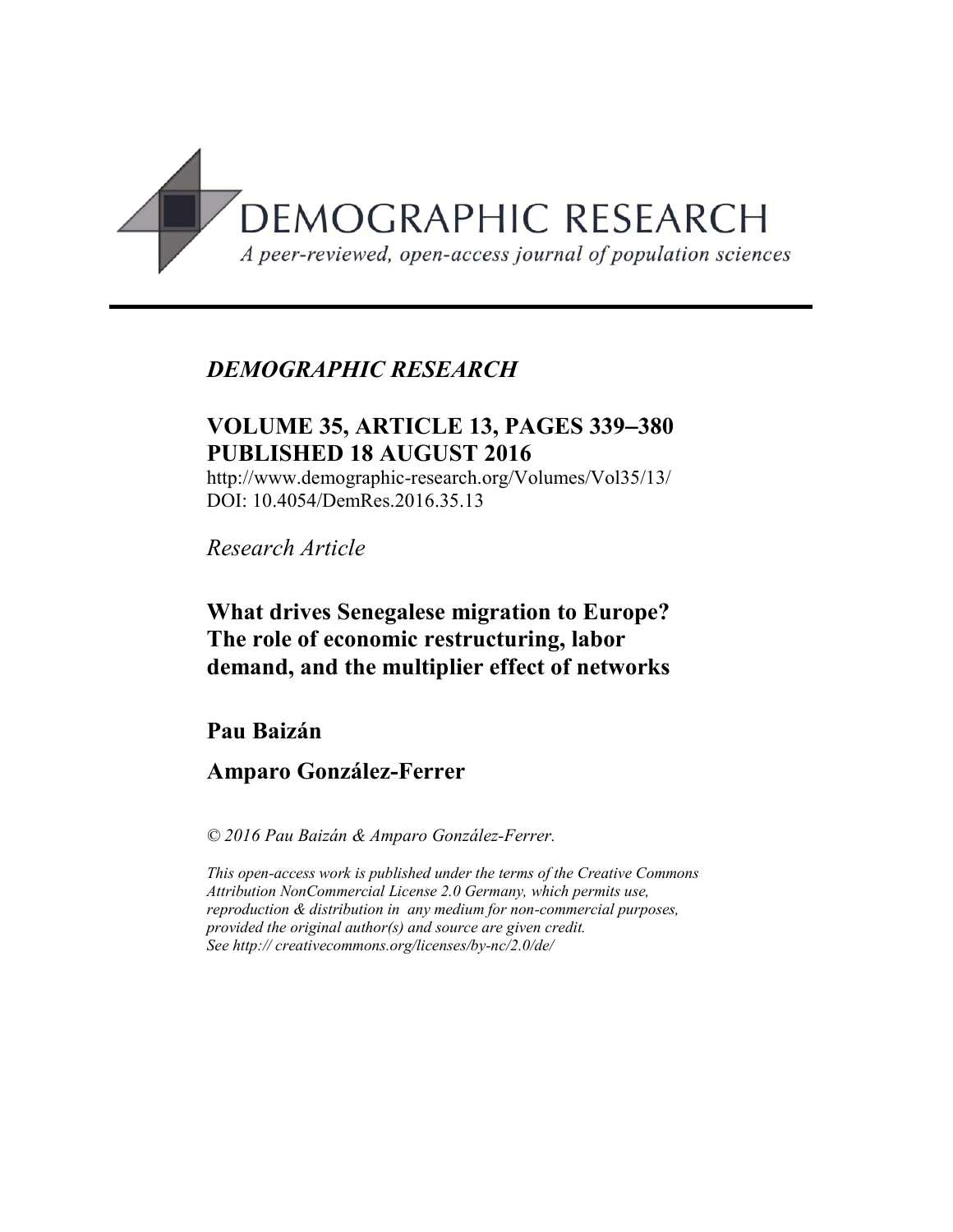DEMOGRAPHIC RESEARCH

*A peer-reviewed, open-access journal of population sciences*

---

*DEMOGRAPHIC RESEARCH*

**VOLUME 35, ARTICLE 13, PAGES 339–380**
**PUBLISHED 18 AUGUST 2016**

http://www.demographic-research.org/Volumes/Vol35/13/
DOI: 10.4054/DemRes.2016.35.13

*Research Article*

# What drives Senegalese migration to Europe? The role of economic restructuring, labor demand, and the multiplier effect of networks

**Pau Baizán**

**Amparo González-Ferrer**

*© 2016 Pau Baizán & Amparo González-Ferrer.*

*This open-access work is published under the terms of the Creative Commons Attribution NonCommercial License 2.0 Germany, which permits use, reproduction & distribution in any medium for non-commercial purposes, provided the original author(s) and source are given credit.*
*See http:// creativecommons.org/licenses/by-nc/2.0/de/*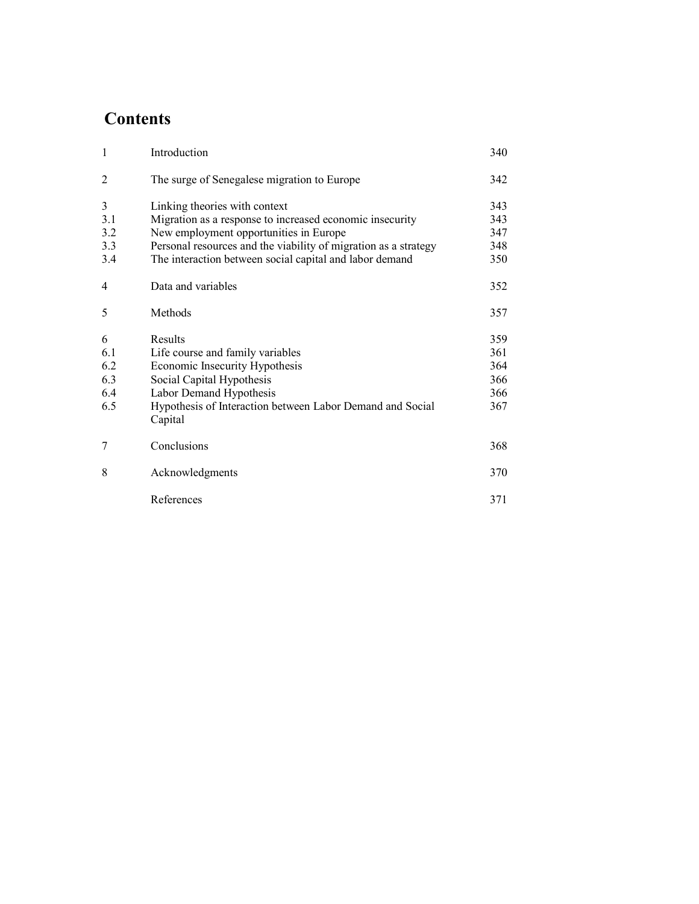# Contents

| | | |
|---|---|---|
| 1 | Introduction | 340 |
| 2 | The surge of Senegalese migration to Europe | 342 |
| 3 | Linking theories with context | 343 |
| 3.1 | Migration as a response to increased economic insecurity | 343 |
| 3.2 | New employment opportunities in Europe | 347 |
| 3.3 | Personal resources and the viability of migration as a strategy | 348 |
| 3.4 | The interaction between social capital and labor demand | 350 |
| 4 | Data and variables | 352 |
| 5 | Methods | 357 |
| 6 | Results | 359 |
| 6.1 | Life course and family variables | 361 |
| 6.2 | Economic Insecurity Hypothesis | 364 |
| 6.3 | Social Capital Hypothesis | 366 |
| 6.4 | Labor Demand Hypothesis | 366 |
| 6.5 | Hypothesis of Interaction between Labor Demand and Social Capital | 367 |
| 7 | Conclusions | 368 |
| 8 | Acknowledgments | 370 |
| | References | 371 |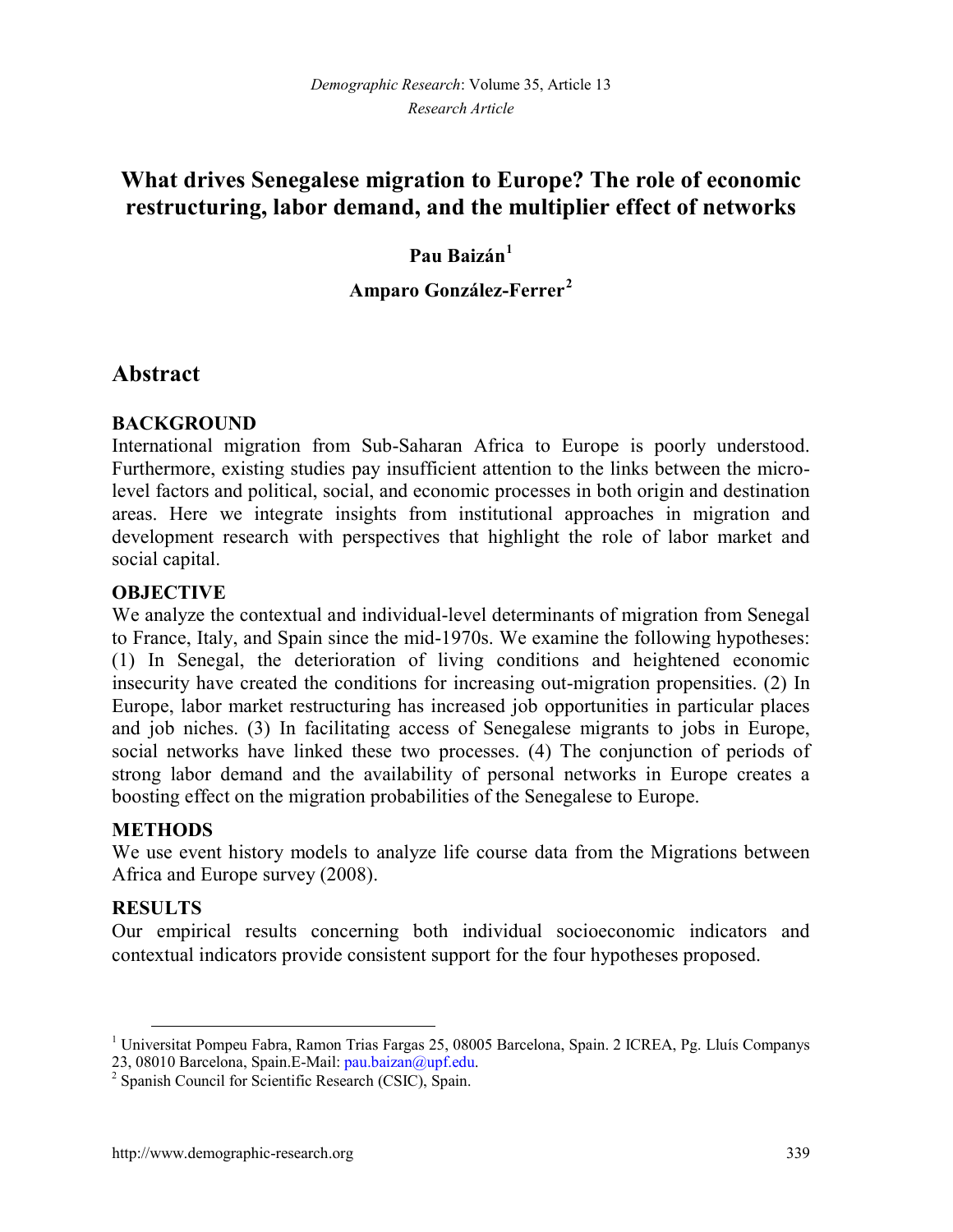# What drives Senegalese migration to Europe? The role of economic restructuring, labor demand, and the multiplier effect of networks

**Pau Baizán**[1]

**Amparo González-Ferrer**[2]

## Abstract

### BACKGROUND

International migration from Sub-Saharan Africa to Europe is poorly understood. Furthermore, existing studies pay insufficient attention to the links between the micro-level factors and political, social, and economic processes in both origin and destination areas. Here we integrate insights from institutional approaches in migration and development research with perspectives that highlight the role of labor market and social capital.

### OBJECTIVE

We analyze the contextual and individual-level determinants of migration from Senegal to France, Italy, and Spain since the mid-1970s. We examine the following hypotheses: (1) In Senegal, the deterioration of living conditions and heightened economic insecurity have created the conditions for increasing out-migration propensities. (2) In Europe, labor market restructuring has increased job opportunities in particular places and job niches. (3) In facilitating access of Senegalese migrants to jobs in Europe, social networks have linked these two processes. (4) The conjunction of periods of strong labor demand and the availability of personal networks in Europe creates a boosting effect on the migration probabilities of the Senegalese to Europe.

### METHODS

We use event history models to analyze life course data from the Migrations between Africa and Europe survey (2008).

### RESULTS

Our empirical results concerning both individual socioeconomic indicators and contextual indicators provide consistent support for the four hypotheses proposed.

---

[1] Universitat Pompeu Fabra, Ramon Trias Fargas 25, 08005 Barcelona, Spain. 2 ICREA, Pg. Lluís Companys 23, 08010 Barcelona, Spain.E-Mail: pau.baizan@upf.edu.

[2] Spanish Council for Scientific Research (CSIC), Spain.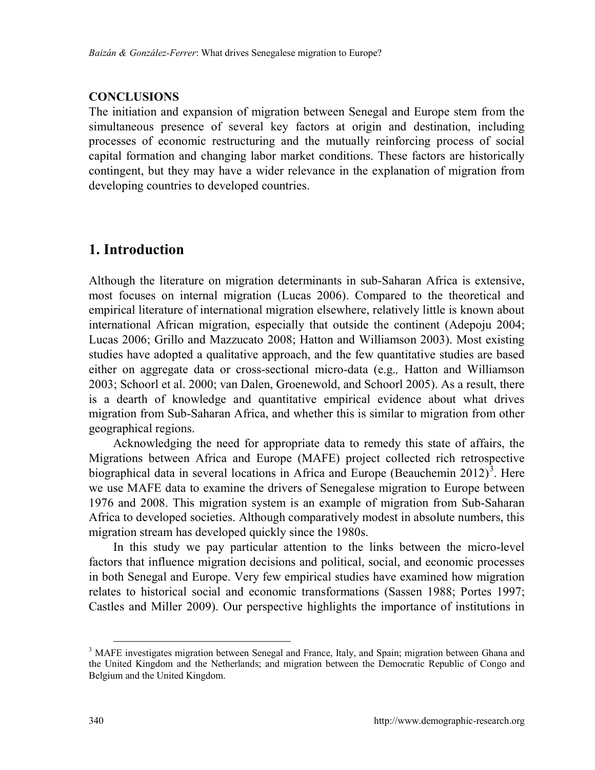**CONCLUSIONS**

The initiation and expansion of migration between Senegal and Europe stem from the simultaneous presence of several key factors at origin and destination, including processes of economic restructuring and the mutually reinforcing process of social capital formation and changing labor market conditions. These factors are historically contingent, but they may have a wider relevance in the explanation of migration from developing countries to developed countries.

## 1. Introduction

Although the literature on migration determinants in sub-Saharan Africa is extensive, most focuses on internal migration (Lucas 2006). Compared to the theoretical and empirical literature of international migration elsewhere, relatively little is known about international African migration, especially that outside the continent (Adepoju 2004; Lucas 2006; Grillo and Mazzucato 2008; Hatton and Williamson 2003). Most existing studies have adopted a qualitative approach, and the few quantitative studies are based either on aggregate data or cross-sectional micro-data (e.g., Hatton and Williamson 2003; Schoorl et al. 2000; van Dalen, Groenewold, and Schoorl 2005). As a result, there is a dearth of knowledge and quantitative empirical evidence about what drives migration from Sub-Saharan Africa, and whether this is similar to migration from other geographical regions.

Acknowledging the need for appropriate data to remedy this state of affairs, the Migrations between Africa and Europe (MAFE) project collected rich retrospective biographical data in several locations in Africa and Europe (Beauchemin 2012)[3]. Here we use MAFE data to examine the drivers of Senegalese migration to Europe between 1976 and 2008. This migration system is an example of migration from Sub-Saharan Africa to developed societies. Although comparatively modest in absolute numbers, this migration stream has developed quickly since the 1980s.

In this study we pay particular attention to the links between the micro-level factors that influence migration decisions and political, social, and economic processes in both Senegal and Europe. Very few empirical studies have examined how migration relates to historical social and economic transformations (Sassen 1988; Portes 1997; Castles and Miller 2009). Our perspective highlights the importance of institutions in

[3] MAFE investigates migration between Senegal and France, Italy, and Spain; migration between Ghana and the United Kingdom and the Netherlands; and migration between the Democratic Republic of Congo and Belgium and the United Kingdom.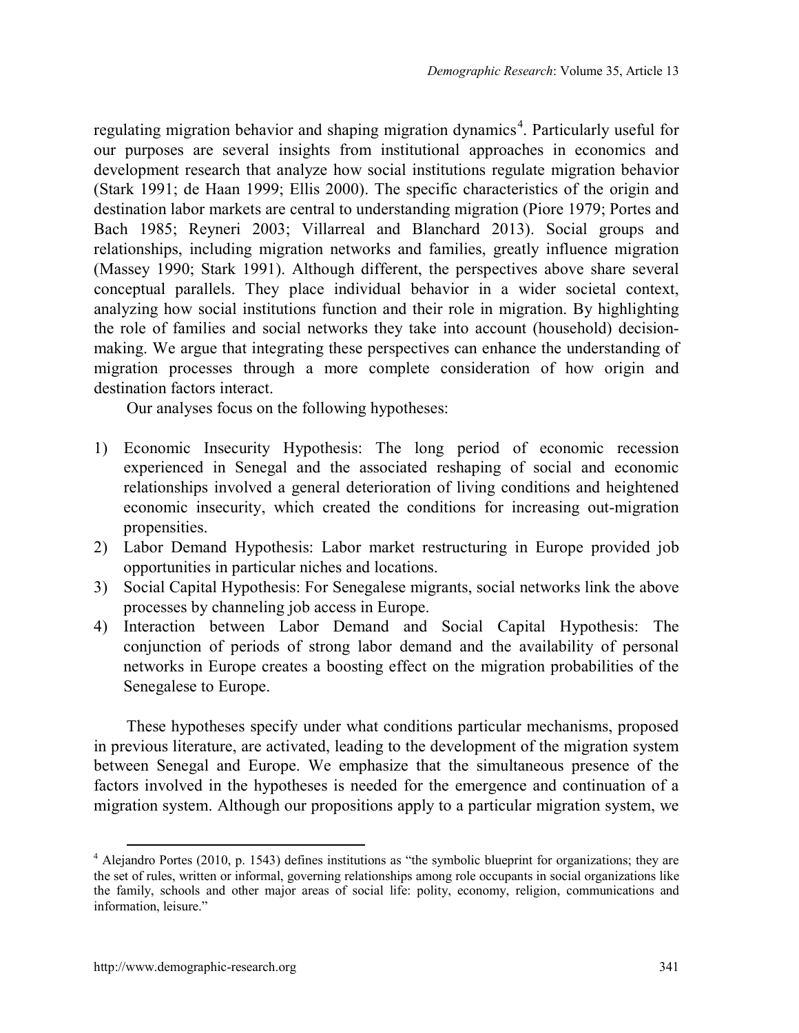regulating migration behavior and shaping migration dynamics[4]. Particularly useful for our purposes are several insights from institutional approaches in economics and development research that analyze how social institutions regulate migration behavior (Stark 1991; de Haan 1999; Ellis 2000). The specific characteristics of the origin and destination labor markets are central to understanding migration (Piore 1979; Portes and Bach 1985; Reyneri 2003; Villarreal and Blanchard 2013). Social groups and relationships, including migration networks and families, greatly influence migration (Massey 1990; Stark 1991). Although different, the perspectives above share several conceptual parallels. They place individual behavior in a wider societal context, analyzing how social institutions function and their role in migration. By highlighting the role of families and social networks they take into account (household) decision-making. We argue that integrating these perspectives can enhance the understanding of migration processes through a more complete consideration of how origin and destination factors interact.

Our analyses focus on the following hypotheses:

1) Economic Insecurity Hypothesis: The long period of economic recession experienced in Senegal and the associated reshaping of social and economic relationships involved a general deterioration of living conditions and heightened economic insecurity, which created the conditions for increasing out-migration propensities.
2) Labor Demand Hypothesis: Labor market restructuring in Europe provided job opportunities in particular niches and locations.
3) Social Capital Hypothesis: For Senegalese migrants, social networks link the above processes by channeling job access in Europe.
4) Interaction between Labor Demand and Social Capital Hypothesis: The conjunction of periods of strong labor demand and the availability of personal networks in Europe creates a boosting effect on the migration probabilities of the Senegalese to Europe.

These hypotheses specify under what conditions particular mechanisms, proposed in previous literature, are activated, leading to the development of the migration system between Senegal and Europe. We emphasize that the simultaneous presence of the factors involved in the hypotheses is needed for the emergence and continuation of a migration system. Although our propositions apply to a particular migration system, we

[4] Alejandro Portes (2010, p. 1543) defines institutions as "the symbolic blueprint for organizations; they are the set of rules, written or informal, governing relationships among role occupants in social organizations like the family, schools and other major areas of social life: polity, economy, religion, communications and information, leisure."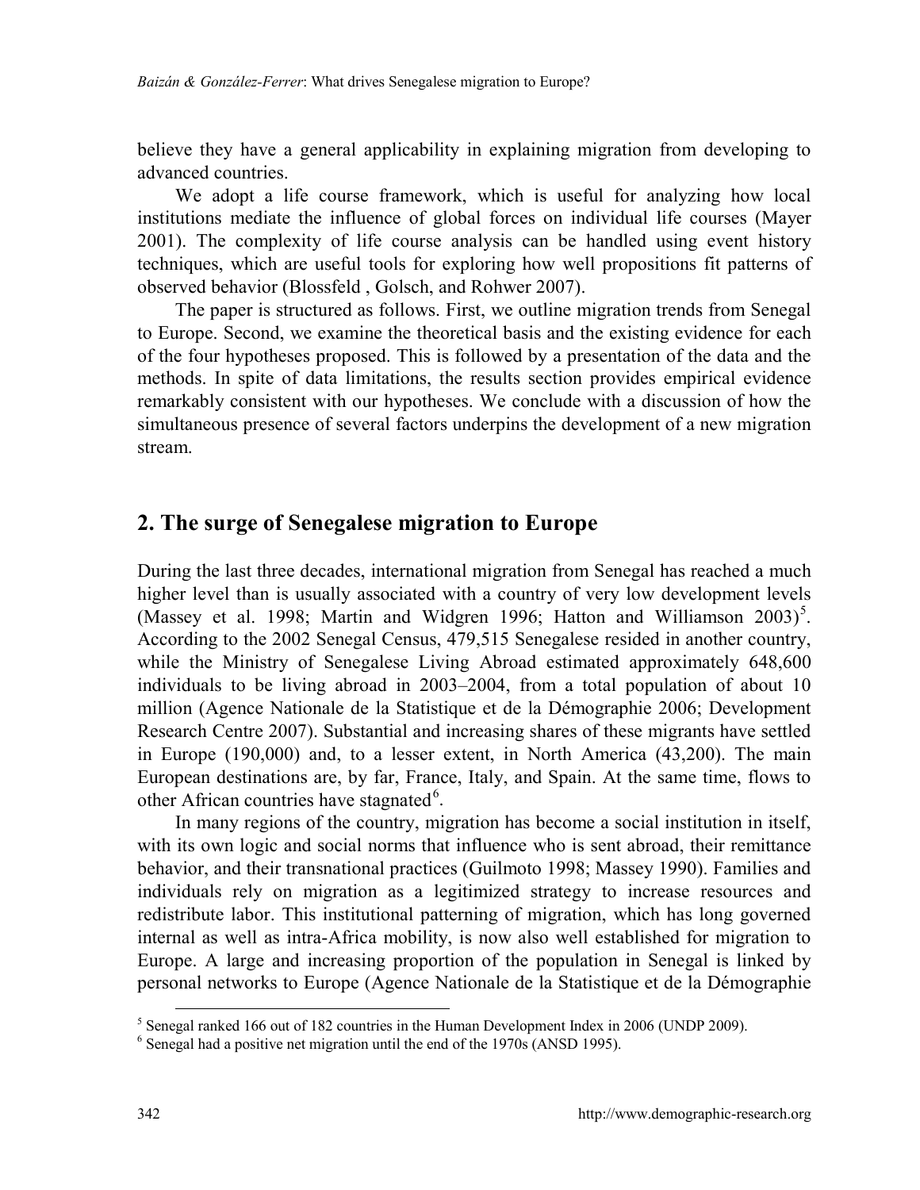believe they have a general applicability in explaining migration from developing to advanced countries.

We adopt a life course framework, which is useful for analyzing how local institutions mediate the influence of global forces on individual life courses (Mayer 2001). The complexity of life course analysis can be handled using event history techniques, which are useful tools for exploring how well propositions fit patterns of observed behavior (Blossfeld , Golsch, and Rohwer 2007).

The paper is structured as follows. First, we outline migration trends from Senegal to Europe. Second, we examine the theoretical basis and the existing evidence for each of the four hypotheses proposed. This is followed by a presentation of the data and the methods. In spite of data limitations, the results section provides empirical evidence remarkably consistent with our hypotheses. We conclude with a discussion of how the simultaneous presence of several factors underpins the development of a new migration stream.

## 2. The surge of Senegalese migration to Europe

During the last three decades, international migration from Senegal has reached a much higher level than is usually associated with a country of very low development levels (Massey et al. 1998; Martin and Widgren 1996; Hatton and Williamson 2003)[5]. According to the 2002 Senegal Census, 479,515 Senegalese resided in another country, while the Ministry of Senegalese Living Abroad estimated approximately 648,600 individuals to be living abroad in 2003–2004, from a total population of about 10 million (Agence Nationale de la Statistique et de la Démographie 2006; Development Research Centre 2007). Substantial and increasing shares of these migrants have settled in Europe (190,000) and, to a lesser extent, in North America (43,200). The main European destinations are, by far, France, Italy, and Spain. At the same time, flows to other African countries have stagnated[6].

In many regions of the country, migration has become a social institution in itself, with its own logic and social norms that influence who is sent abroad, their remittance behavior, and their transnational practices (Guilmoto 1998; Massey 1990). Families and individuals rely on migration as a legitimized strategy to increase resources and redistribute labor. This institutional patterning of migration, which has long governed internal as well as intra-Africa mobility, is now also well established for migration to Europe. A large and increasing proportion of the population in Senegal is linked by personal networks to Europe (Agence Nationale de la Statistique et de la Démographie

[5] Senegal ranked 166 out of 182 countries in the Human Development Index in 2006 (UNDP 2009).

[6] Senegal had a positive net migration until the end of the 1970s (ANSD 1995).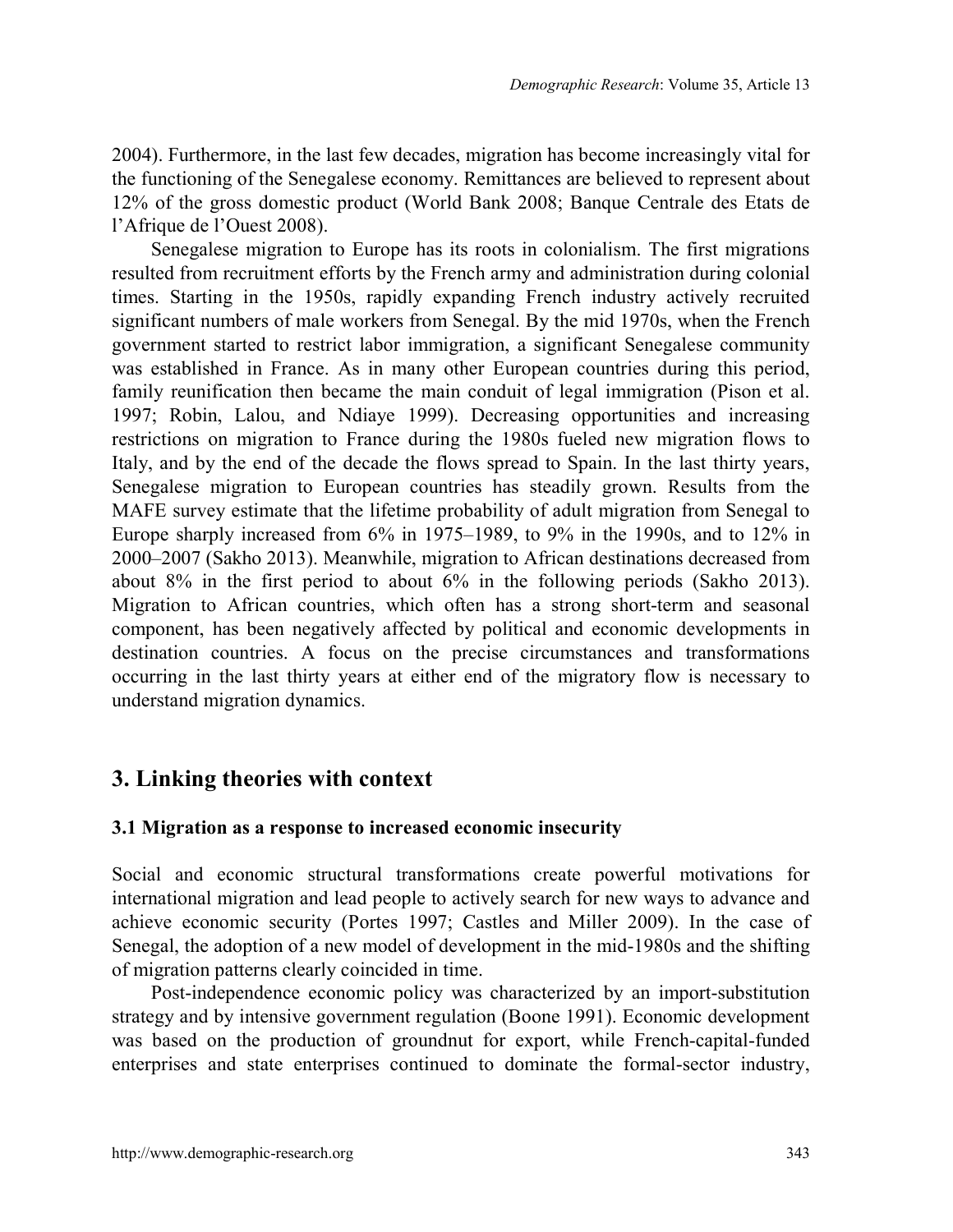2004). Furthermore, in the last few decades, migration has become increasingly vital for the functioning of the Senegalese economy. Remittances are believed to represent about 12% of the gross domestic product (World Bank 2008; Banque Centrale des Etats de l'Afrique de l'Ouest 2008).

Senegalese migration to Europe has its roots in colonialism. The first migrations resulted from recruitment efforts by the French army and administration during colonial times. Starting in the 1950s, rapidly expanding French industry actively recruited significant numbers of male workers from Senegal. By the mid 1970s, when the French government started to restrict labor immigration, a significant Senegalese community was established in France. As in many other European countries during this period, family reunification then became the main conduit of legal immigration (Pison et al. 1997; Robin, Lalou, and Ndiaye 1999). Decreasing opportunities and increasing restrictions on migration to France during the 1980s fueled new migration flows to Italy, and by the end of the decade the flows spread to Spain. In the last thirty years, Senegalese migration to European countries has steadily grown. Results from the MAFE survey estimate that the lifetime probability of adult migration from Senegal to Europe sharply increased from 6% in 1975–1989, to 9% in the 1990s, and to 12% in 2000–2007 (Sakho 2013). Meanwhile, migration to African destinations decreased from about 8% in the first period to about 6% in the following periods (Sakho 2013). Migration to African countries, which often has a strong short-term and seasonal component, has been negatively affected by political and economic developments in destination countries. A focus on the precise circumstances and transformations occurring in the last thirty years at either end of the migratory flow is necessary to understand migration dynamics.

## 3. Linking theories with context

### 3.1 Migration as a response to increased economic insecurity

Social and economic structural transformations create powerful motivations for international migration and lead people to actively search for new ways to advance and achieve economic security (Portes 1997; Castles and Miller 2009). In the case of Senegal, the adoption of a new model of development in the mid-1980s and the shifting of migration patterns clearly coincided in time.

Post-independence economic policy was characterized by an import-substitution strategy and by intensive government regulation (Boone 1991). Economic development was based on the production of groundnut for export, while French-capital-funded enterprises and state enterprises continued to dominate the formal-sector industry,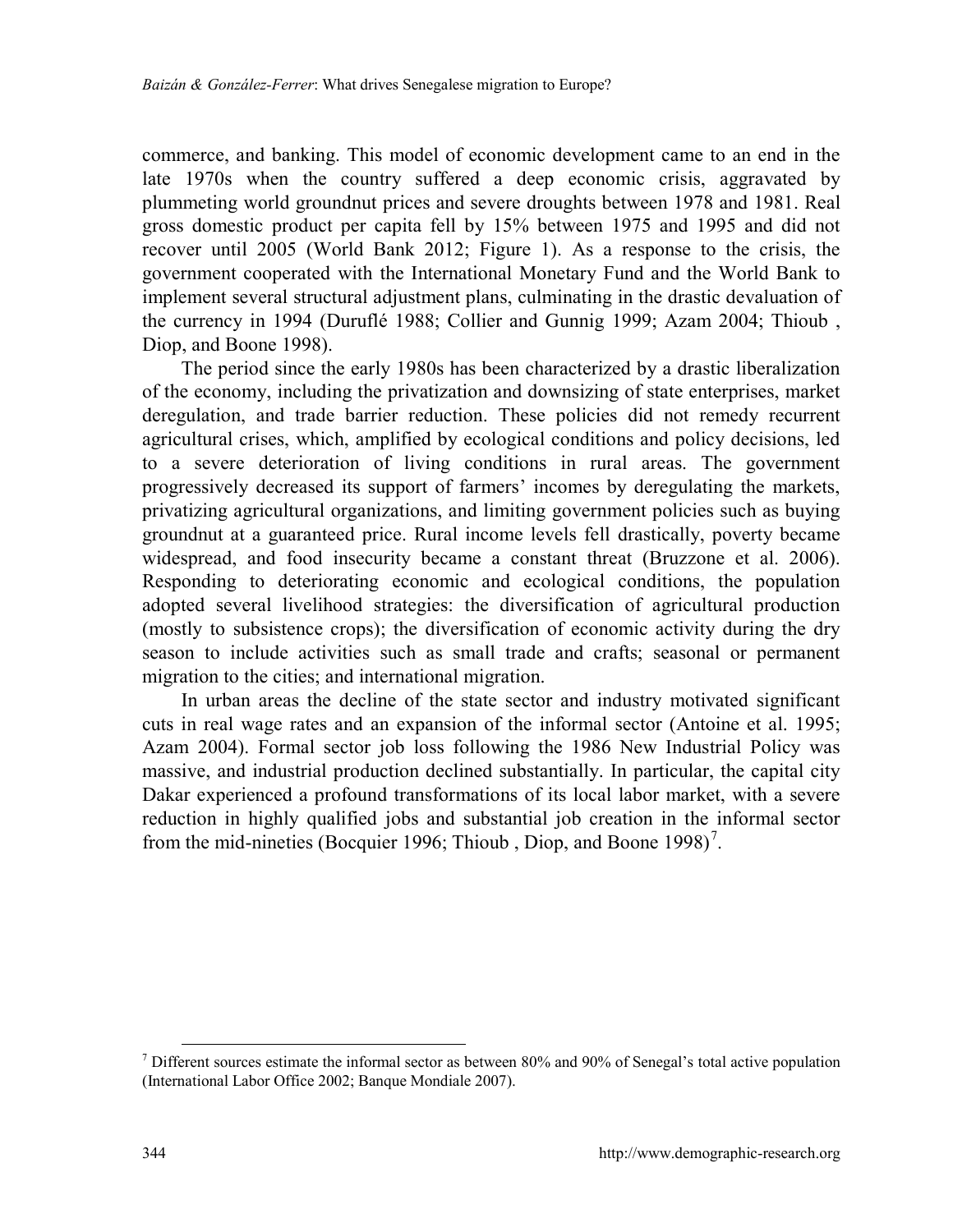commerce, and banking. This model of economic development came to an end in the late 1970s when the country suffered a deep economic crisis, aggravated by plummeting world groundnut prices and severe droughts between 1978 and 1981. Real gross domestic product per capita fell by 15% between 1975 and 1995 and did not recover until 2005 (World Bank 2012; Figure 1). As a response to the crisis, the government cooperated with the International Monetary Fund and the World Bank to implement several structural adjustment plans, culminating in the drastic devaluation of the currency in 1994 (Duruflé 1988; Collier and Gunnig 1999; Azam 2004; Thioub , Diop, and Boone 1998).

The period since the early 1980s has been characterized by a drastic liberalization of the economy, including the privatization and downsizing of state enterprises, market deregulation, and trade barrier reduction. These policies did not remedy recurrent agricultural crises, which, amplified by ecological conditions and policy decisions, led to a severe deterioration of living conditions in rural areas. The government progressively decreased its support of farmers' incomes by deregulating the markets, privatizing agricultural organizations, and limiting government policies such as buying groundnut at a guaranteed price. Rural income levels fell drastically, poverty became widespread, and food insecurity became a constant threat (Bruzzone et al. 2006). Responding to deteriorating economic and ecological conditions, the population adopted several livelihood strategies: the diversification of agricultural production (mostly to subsistence crops); the diversification of economic activity during the dry season to include activities such as small trade and crafts; seasonal or permanent migration to the cities; and international migration.

In urban areas the decline of the state sector and industry motivated significant cuts in real wage rates and an expansion of the informal sector (Antoine et al. 1995; Azam 2004). Formal sector job loss following the 1986 New Industrial Policy was massive, and industrial production declined substantially. In particular, the capital city Dakar experienced a profound transformations of its local labor market, with a severe reduction in highly qualified jobs and substantial job creation in the informal sector from the mid-nineties (Bocquier 1996; Thioub , Diop, and Boone 1998)[7].

---

[7] Different sources estimate the informal sector as between 80% and 90% of Senegal's total active population (International Labor Office 2002; Banque Mondiale 2007).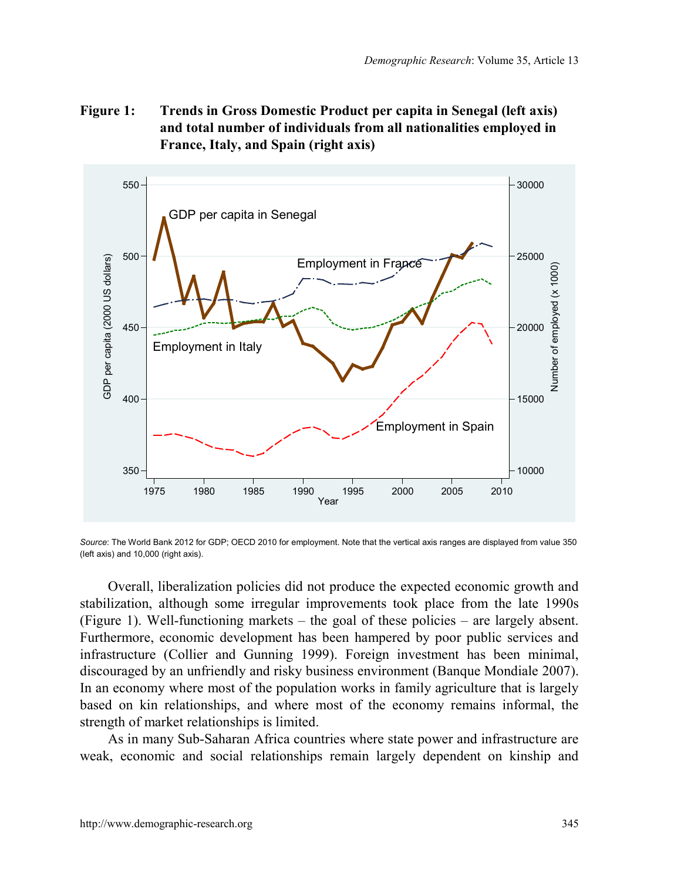**Figure 1: Trends in Gross Domestic Product per capita in Senegal (left axis) and total number of individuals from all nationalities employed in France, Italy, and Spain (right axis)**

*Source*: The World Bank 2012 for GDP; OECD 2010 for employment. Note that the vertical axis ranges are displayed from value 350 (left axis) and 10,000 (right axis).

Overall, liberalization policies did not produce the expected economic growth and stabilization, although some irregular improvements took place from the late 1990s (Figure 1). Well-functioning markets – the goal of these policies – are largely absent. Furthermore, economic development has been hampered by poor public services and infrastructure (Collier and Gunning 1999). Foreign investment has been minimal, discouraged by an unfriendly and risky business environment (Banque Mondiale 2007). In an economy where most of the population works in family agriculture that is largely based on kin relationships, and where most of the economy remains informal, the strength of market relationships is limited.

As in many Sub-Saharan Africa countries where state power and infrastructure are weak, economic and social relationships remain largely dependent on kinship and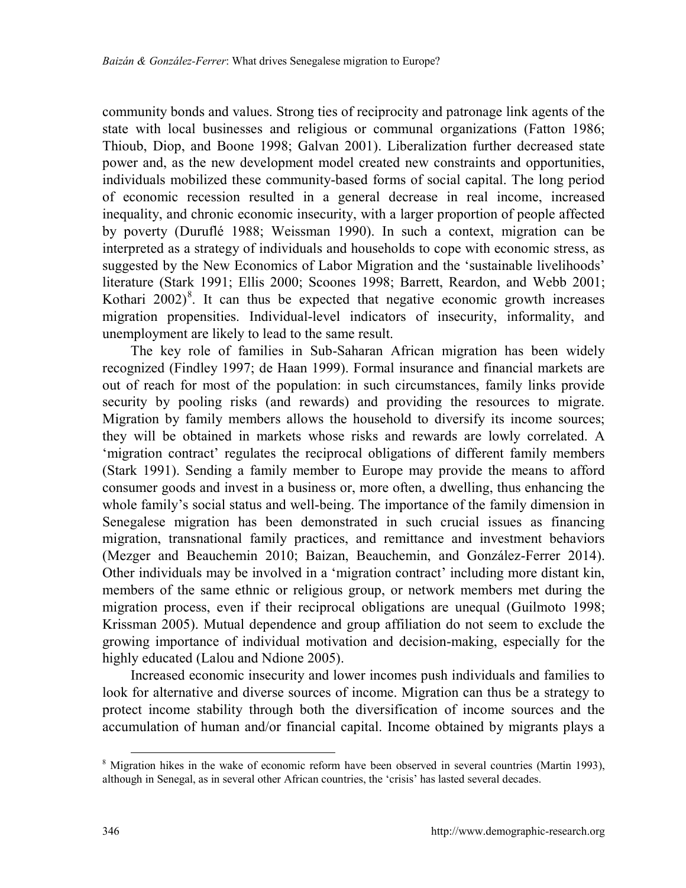community bonds and values. Strong ties of reciprocity and patronage link agents of the state with local businesses and religious or communal organizations (Fatton 1986; Thioub, Diop, and Boone 1998; Galvan 2001). Liberalization further decreased state power and, as the new development model created new constraints and opportunities, individuals mobilized these community-based forms of social capital. The long period of economic recession resulted in a general decrease in real income, increased inequality, and chronic economic insecurity, with a larger proportion of people affected by poverty (Duruflé 1988; Weissman 1990). In such a context, migration can be interpreted as a strategy of individuals and households to cope with economic stress, as suggested by the New Economics of Labor Migration and the 'sustainable livelihoods' literature (Stark 1991; Ellis 2000; Scoones 1998; Barrett, Reardon, and Webb 2001; Kothari 2002)[8]. It can thus be expected that negative economic growth increases migration propensities. Individual-level indicators of insecurity, informality, and unemployment are likely to lead to the same result.

The key role of families in Sub-Saharan African migration has been widely recognized (Findley 1997; de Haan 1999). Formal insurance and financial markets are out of reach for most of the population: in such circumstances, family links provide security by pooling risks (and rewards) and providing the resources to migrate. Migration by family members allows the household to diversify its income sources; they will be obtained in markets whose risks and rewards are lowly correlated. A 'migration contract' regulates the reciprocal obligations of different family members (Stark 1991). Sending a family member to Europe may provide the means to afford consumer goods and invest in a business or, more often, a dwelling, thus enhancing the whole family's social status and well-being. The importance of the family dimension in Senegalese migration has been demonstrated in such crucial issues as financing migration, transnational family practices, and remittance and investment behaviors (Mezger and Beauchemin 2010; Baizan, Beauchemin, and González-Ferrer 2014). Other individuals may be involved in a 'migration contract' including more distant kin, members of the same ethnic or religious group, or network members met during the migration process, even if their reciprocal obligations are unequal (Guilmoto 1998; Krissman 2005). Mutual dependence and group affiliation do not seem to exclude the growing importance of individual motivation and decision-making, especially for the highly educated (Lalou and Ndione 2005).

Increased economic insecurity and lower incomes push individuals and families to look for alternative and diverse sources of income. Migration can thus be a strategy to protect income stability through both the diversification of income sources and the accumulation of human and/or financial capital. Income obtained by migrants plays a

[8] Migration hikes in the wake of economic reform have been observed in several countries (Martin 1993), although in Senegal, as in several other African countries, the 'crisis' has lasted several decades.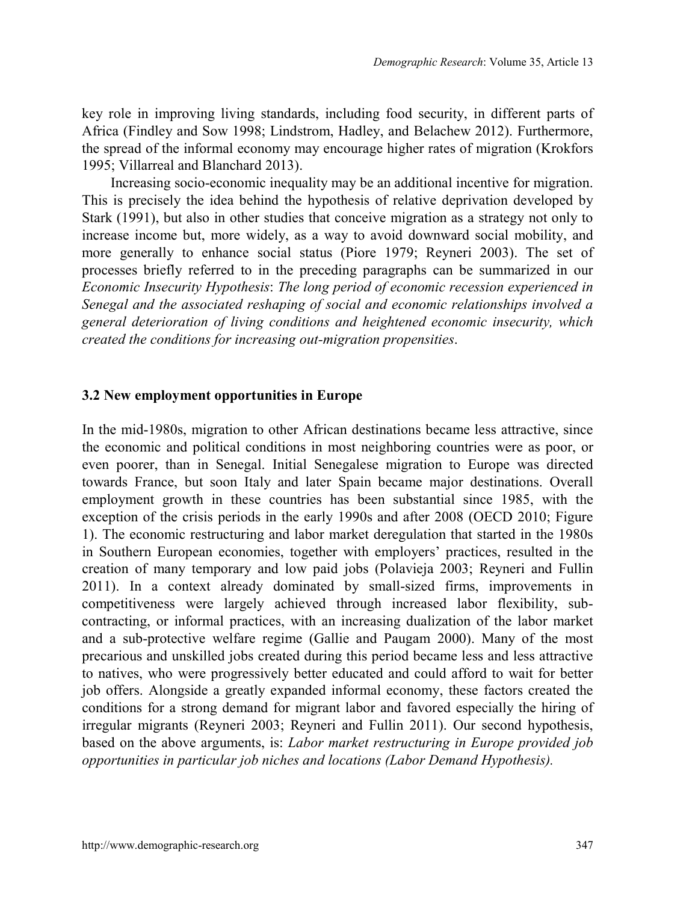key role in improving living standards, including food security, in different parts of Africa (Findley and Sow 1998; Lindstrom, Hadley, and Belachew 2012). Furthermore, the spread of the informal economy may encourage higher rates of migration (Krokfors 1995; Villarreal and Blanchard 2013).

Increasing socio-economic inequality may be an additional incentive for migration. This is precisely the idea behind the hypothesis of relative deprivation developed by Stark (1991), but also in other studies that conceive migration as a strategy not only to increase income but, more widely, as a way to avoid downward social mobility, and more generally to enhance social status (Piore 1979; Reyneri 2003). The set of processes briefly referred to in the preceding paragraphs can be summarized in our *Economic Insecurity Hypothesis*: *The long period of economic recession experienced in Senegal and the associated reshaping of social and economic relationships involved a general deterioration of living conditions and heightened economic insecurity, which created the conditions for increasing out-migration propensities*.

### 3.2 New employment opportunities in Europe

In the mid-1980s, migration to other African destinations became less attractive, since the economic and political conditions in most neighboring countries were as poor, or even poorer, than in Senegal. Initial Senegalese migration to Europe was directed towards France, but soon Italy and later Spain became major destinations. Overall employment growth in these countries has been substantial since 1985, with the exception of the crisis periods in the early 1990s and after 2008 (OECD 2010; Figure 1). The economic restructuring and labor market deregulation that started in the 1980s in Southern European economies, together with employers' practices, resulted in the creation of many temporary and low paid jobs (Polavieja 2003; Reyneri and Fullin 2011). In a context already dominated by small-sized firms, improvements in competitiveness were largely achieved through increased labor flexibility, sub-contracting, or informal practices, with an increasing dualization of the labor market and a sub-protective welfare regime (Gallie and Paugam 2000). Many of the most precarious and unskilled jobs created during this period became less and less attractive to natives, who were progressively better educated and could afford to wait for better job offers. Alongside a greatly expanded informal economy, these factors created the conditions for a strong demand for migrant labor and favored especially the hiring of irregular migrants (Reyneri 2003; Reyneri and Fullin 2011). Our second hypothesis, based on the above arguments, is: *Labor market restructuring in Europe provided job opportunities in particular job niches and locations (Labor Demand Hypothesis).*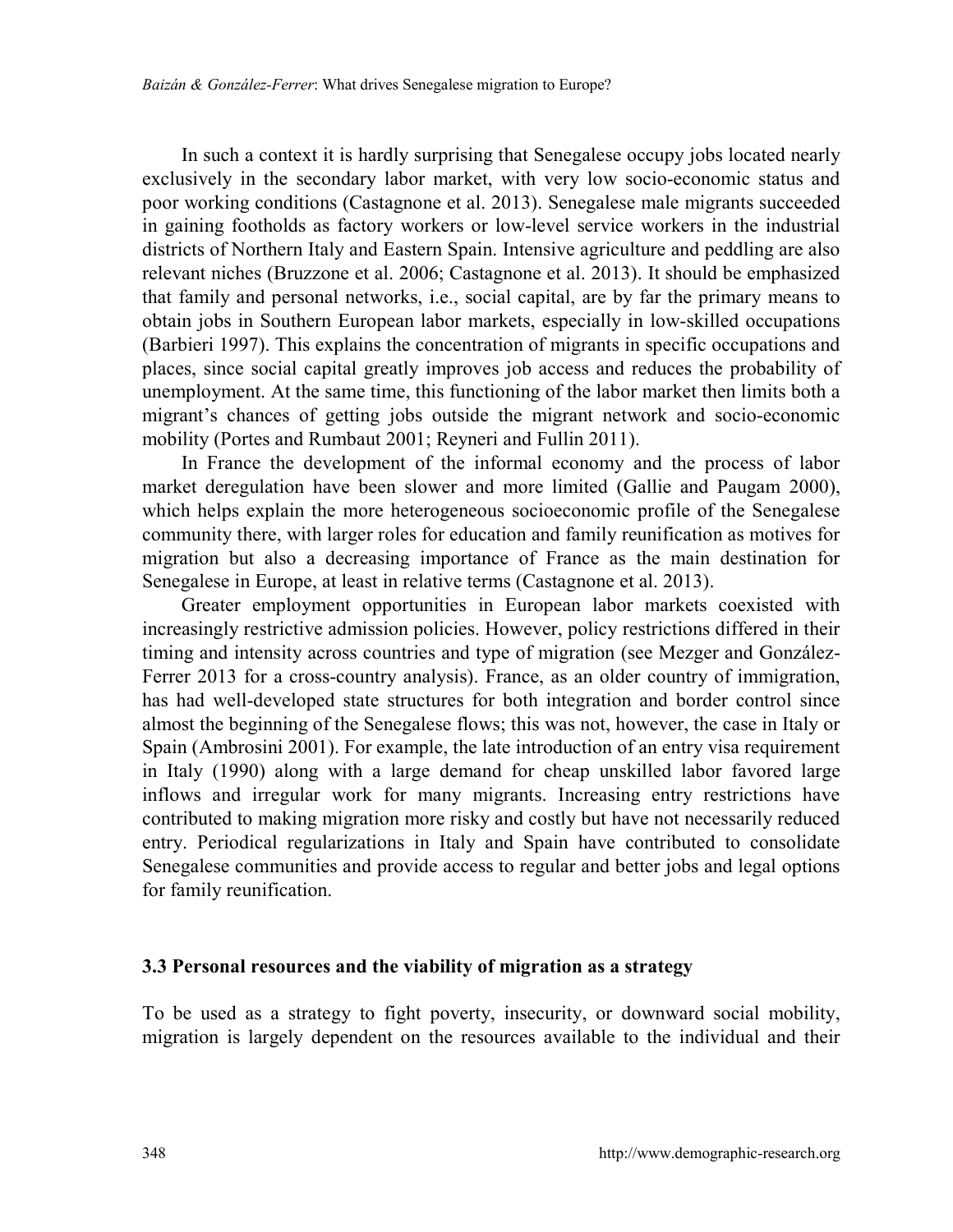In such a context it is hardly surprising that Senegalese occupy jobs located nearly exclusively in the secondary labor market, with very low socio-economic status and poor working conditions (Castagnone et al. 2013). Senegalese male migrants succeeded in gaining footholds as factory workers or low-level service workers in the industrial districts of Northern Italy and Eastern Spain. Intensive agriculture and peddling are also relevant niches (Bruzzone et al. 2006; Castagnone et al. 2013). It should be emphasized that family and personal networks, i.e., social capital, are by far the primary means to obtain jobs in Southern European labor markets, especially in low-skilled occupations (Barbieri 1997). This explains the concentration of migrants in specific occupations and places, since social capital greatly improves job access and reduces the probability of unemployment. At the same time, this functioning of the labor market then limits both a migrant's chances of getting jobs outside the migrant network and socio-economic mobility (Portes and Rumbaut 2001; Reyneri and Fullin 2011).

In France the development of the informal economy and the process of labor market deregulation have been slower and more limited (Gallie and Paugam 2000), which helps explain the more heterogeneous socioeconomic profile of the Senegalese community there, with larger roles for education and family reunification as motives for migration but also a decreasing importance of France as the main destination for Senegalese in Europe, at least in relative terms (Castagnone et al. 2013).

Greater employment opportunities in European labor markets coexisted with increasingly restrictive admission policies. However, policy restrictions differed in their timing and intensity across countries and type of migration (see Mezger and González-Ferrer 2013 for a cross-country analysis). France, as an older country of immigration, has had well-developed state structures for both integration and border control since almost the beginning of the Senegalese flows; this was not, however, the case in Italy or Spain (Ambrosini 2001). For example, the late introduction of an entry visa requirement in Italy (1990) along with a large demand for cheap unskilled labor favored large inflows and irregular work for many migrants. Increasing entry restrictions have contributed to making migration more risky and costly but have not necessarily reduced entry. Periodical regularizations in Italy and Spain have contributed to consolidate Senegalese communities and provide access to regular and better jobs and legal options for family reunification.

### 3.3 Personal resources and the viability of migration as a strategy

To be used as a strategy to fight poverty, insecurity, or downward social mobility, migration is largely dependent on the resources available to the individual and their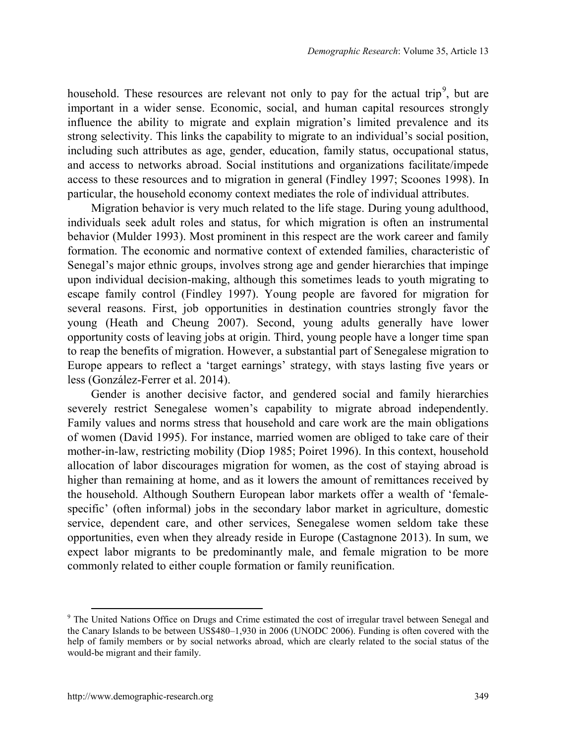household. These resources are relevant not only to pay for the actual trip[9], but are important in a wider sense. Economic, social, and human capital resources strongly influence the ability to migrate and explain migration's limited prevalence and its strong selectivity. This links the capability to migrate to an individual's social position, including such attributes as age, gender, education, family status, occupational status, and access to networks abroad. Social institutions and organizations facilitate/impede access to these resources and to migration in general (Findley 1997; Scoones 1998). In particular, the household economy context mediates the role of individual attributes.

Migration behavior is very much related to the life stage. During young adulthood, individuals seek adult roles and status, for which migration is often an instrumental behavior (Mulder 1993). Most prominent in this respect are the work career and family formation. The economic and normative context of extended families, characteristic of Senegal's major ethnic groups, involves strong age and gender hierarchies that impinge upon individual decision-making, although this sometimes leads to youth migrating to escape family control (Findley 1997). Young people are favored for migration for several reasons. First, job opportunities in destination countries strongly favor the young (Heath and Cheung 2007). Second, young adults generally have lower opportunity costs of leaving jobs at origin. Third, young people have a longer time span to reap the benefits of migration. However, a substantial part of Senegalese migration to Europe appears to reflect a 'target earnings' strategy, with stays lasting five years or less (González-Ferrer et al. 2014).

Gender is another decisive factor, and gendered social and family hierarchies severely restrict Senegalese women's capability to migrate abroad independently. Family values and norms stress that household and care work are the main obligations of women (David 1995). For instance, married women are obliged to take care of their mother-in-law, restricting mobility (Diop 1985; Poiret 1996). In this context, household allocation of labor discourages migration for women, as the cost of staying abroad is higher than remaining at home, and as it lowers the amount of remittances received by the household. Although Southern European labor markets offer a wealth of 'female-specific' (often informal) jobs in the secondary labor market in agriculture, domestic service, dependent care, and other services, Senegalese women seldom take these opportunities, even when they already reside in Europe (Castagnone 2013). In sum, we expect labor migrants to be predominantly male, and female migration to be more commonly related to either couple formation or family reunification.

[9] The United Nations Office on Drugs and Crime estimated the cost of irregular travel between Senegal and the Canary Islands to be between US$480–1,930 in 2006 (UNODC 2006). Funding is often covered with the help of family members or by social networks abroad, which are clearly related to the social status of the would-be migrant and their family.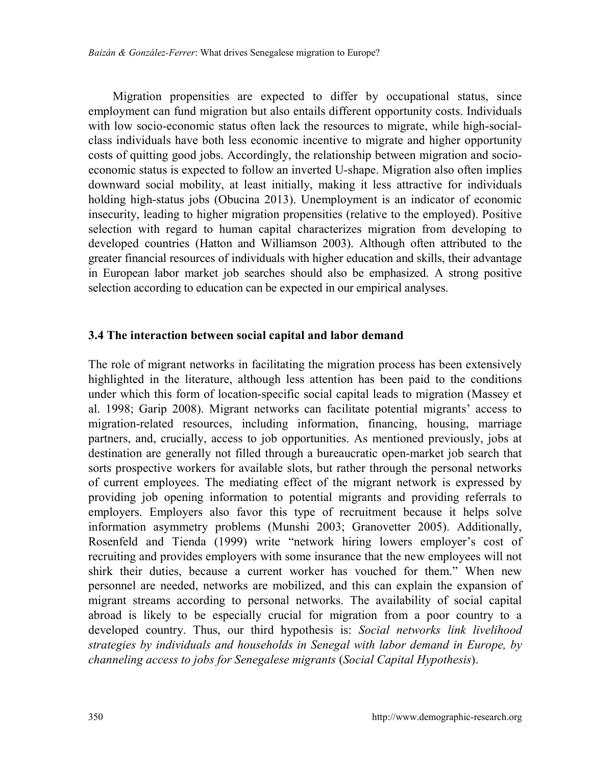Migration propensities are expected to differ by occupational status, since employment can fund migration but also entails different opportunity costs. Individuals with low socio-economic status often lack the resources to migrate, while high-social-class individuals have both less economic incentive to migrate and higher opportunity costs of quitting good jobs. Accordingly, the relationship between migration and socio-economic status is expected to follow an inverted U-shape. Migration also often implies downward social mobility, at least initially, making it less attractive for individuals holding high-status jobs (Obucina 2013). Unemployment is an indicator of economic insecurity, leading to higher migration propensities (relative to the employed). Positive selection with regard to human capital characterizes migration from developing to developed countries (Hatton and Williamson 2003). Although often attributed to the greater financial resources of individuals with higher education and skills, their advantage in European labor market job searches should also be emphasized. A strong positive selection according to education can be expected in our empirical analyses.

### 3.4 The interaction between social capital and labor demand

The role of migrant networks in facilitating the migration process has been extensively highlighted in the literature, although less attention has been paid to the conditions under which this form of location-specific social capital leads to migration (Massey et al. 1998; Garip 2008). Migrant networks can facilitate potential migrants' access to migration-related resources, including information, financing, housing, marriage partners, and, crucially, access to job opportunities. As mentioned previously, jobs at destination are generally not filled through a bureaucratic open-market job search that sorts prospective workers for available slots, but rather through the personal networks of current employees. The mediating effect of the migrant network is expressed by providing job opening information to potential migrants and providing referrals to employers. Employers also favor this type of recruitment because it helps solve information asymmetry problems (Munshi 2003; Granovetter 2005). Additionally, Rosenfeld and Tienda (1999) write "network hiring lowers employer's cost of recruiting and provides employers with some insurance that the new employees will not shirk their duties, because a current worker has vouched for them." When new personnel are needed, networks are mobilized, and this can explain the expansion of migrant streams according to personal networks. The availability of social capital abroad is likely to be especially crucial for migration from a poor country to a developed country. Thus, our third hypothesis is: *Social networks link livelihood strategies by individuals and households in Senegal with labor demand in Europe, by channeling access to jobs for Senegalese migrants* (*Social Capital Hypothesis*).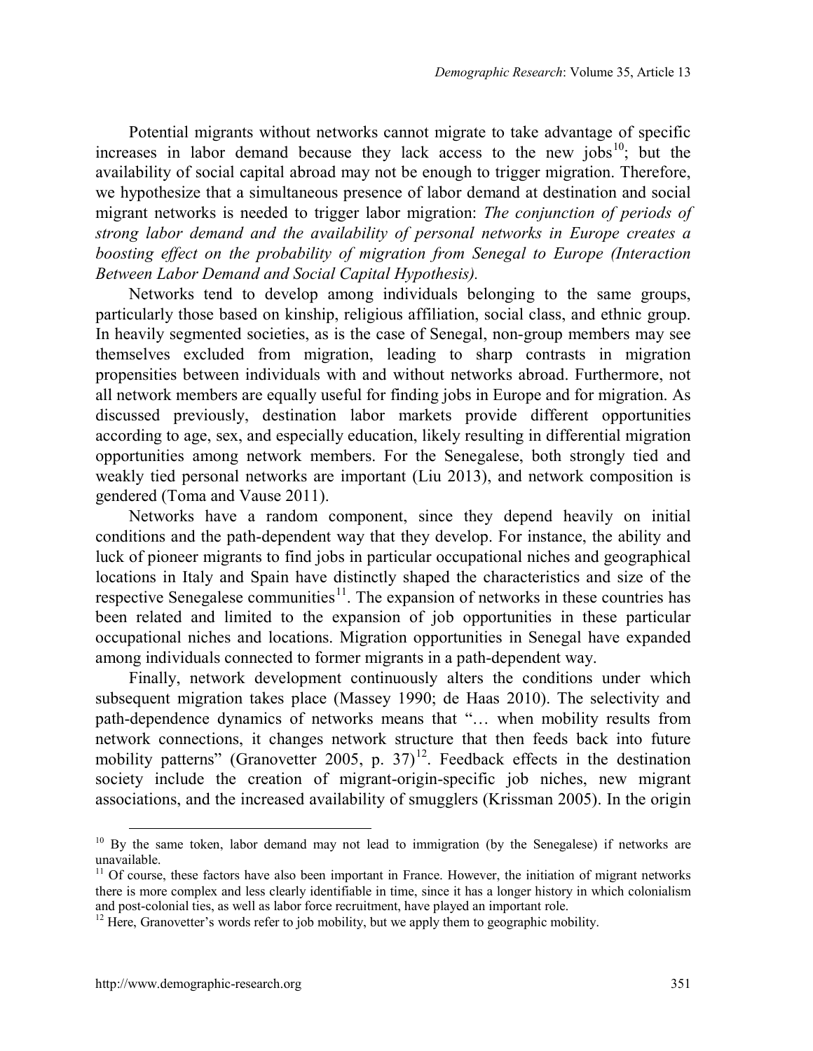Potential migrants without networks cannot migrate to take advantage of specific increases in labor demand because they lack access to the new jobs[10]; but the availability of social capital abroad may not be enough to trigger migration. Therefore, we hypothesize that a simultaneous presence of labor demand at destination and social migrant networks is needed to trigger labor migration: *The conjunction of periods of strong labor demand and the availability of personal networks in Europe creates a boosting effect on the probability of migration from Senegal to Europe (Interaction Between Labor Demand and Social Capital Hypothesis).*

Networks tend to develop among individuals belonging to the same groups, particularly those based on kinship, religious affiliation, social class, and ethnic group. In heavily segmented societies, as is the case of Senegal, non-group members may see themselves excluded from migration, leading to sharp contrasts in migration propensities between individuals with and without networks abroad. Furthermore, not all network members are equally useful for finding jobs in Europe and for migration. As discussed previously, destination labor markets provide different opportunities according to age, sex, and especially education, likely resulting in differential migration opportunities among network members. For the Senegalese, both strongly tied and weakly tied personal networks are important (Liu 2013), and network composition is gendered (Toma and Vause 2011).

Networks have a random component, since they depend heavily on initial conditions and the path-dependent way that they develop. For instance, the ability and luck of pioneer migrants to find jobs in particular occupational niches and geographical locations in Italy and Spain have distinctly shaped the characteristics and size of the respective Senegalese communities[11]. The expansion of networks in these countries has been related and limited to the expansion of job opportunities in these particular occupational niches and locations. Migration opportunities in Senegal have expanded among individuals connected to former migrants in a path-dependent way.

Finally, network development continuously alters the conditions under which subsequent migration takes place (Massey 1990; de Haas 2010). The selectivity and path-dependence dynamics of networks means that "… when mobility results from network connections, it changes network structure that then feeds back into future mobility patterns" (Granovetter 2005, p. 37)[12]. Feedback effects in the destination society include the creation of migrant-origin-specific job niches, new migrant associations, and the increased availability of smugglers (Krissman 2005). In the origin

---

[10] By the same token, labor demand may not lead to immigration (by the Senegalese) if networks are unavailable.

[11] Of course, these factors have also been important in France. However, the initiation of migrant networks there is more complex and less clearly identifiable in time, since it has a longer history in which colonialism and post-colonial ties, as well as labor force recruitment, have played an important role.

[12] Here, Granovetter's words refer to job mobility, but we apply them to geographic mobility.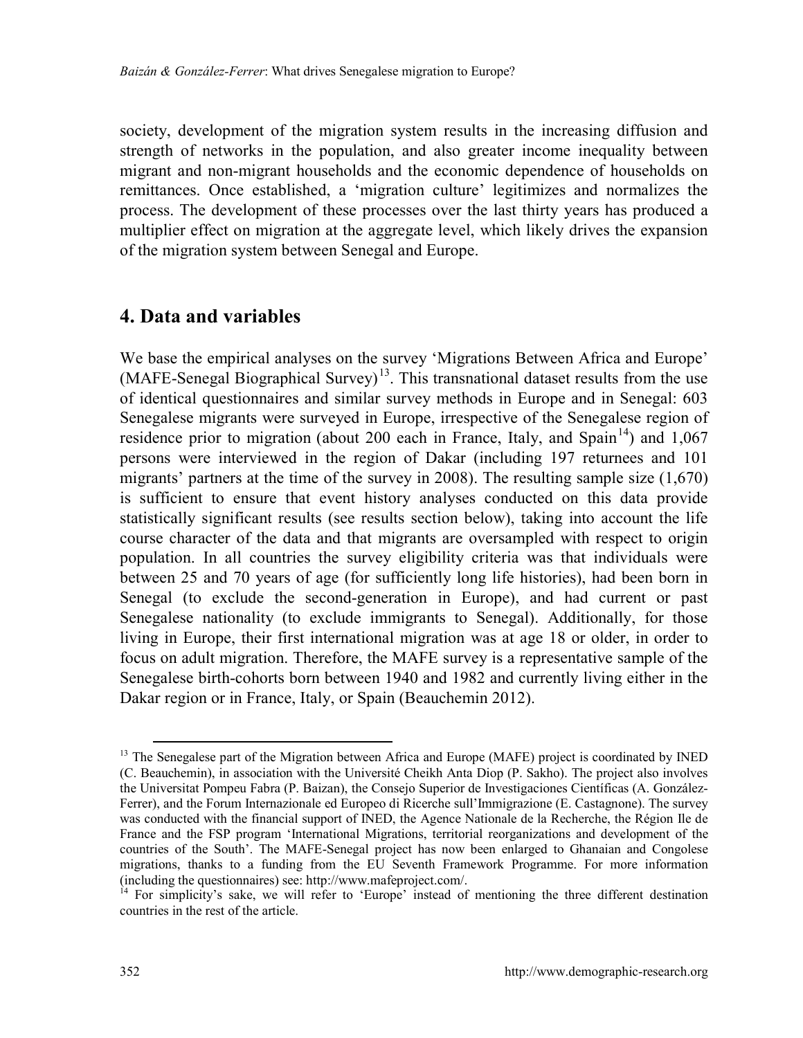society, development of the migration system results in the increasing diffusion and strength of networks in the population, and also greater income inequality between migrant and non-migrant households and the economic dependence of households on remittances. Once established, a 'migration culture' legitimizes and normalizes the process. The development of these processes over the last thirty years has produced a multiplier effect on migration at the aggregate level, which likely drives the expansion of the migration system between Senegal and Europe.

## 4. Data and variables

We base the empirical analyses on the survey 'Migrations Between Africa and Europe' (MAFE-Senegal Biographical Survey)[13]. This transnational dataset results from the use of identical questionnaires and similar survey methods in Europe and in Senegal: 603 Senegalese migrants were surveyed in Europe, irrespective of the Senegalese region of residence prior to migration (about 200 each in France, Italy, and Spain[14]) and 1,067 persons were interviewed in the region of Dakar (including 197 returnees and 101 migrants' partners at the time of the survey in 2008). The resulting sample size (1,670) is sufficient to ensure that event history analyses conducted on this data provide statistically significant results (see results section below), taking into account the life course character of the data and that migrants are oversampled with respect to origin population. In all countries the survey eligibility criteria was that individuals were between 25 and 70 years of age (for sufficiently long life histories), had been born in Senegal (to exclude the second-generation in Europe), and had current or past Senegalese nationality (to exclude immigrants to Senegal). Additionally, for those living in Europe, their first international migration was at age 18 or older, in order to focus on adult migration. Therefore, the MAFE survey is a representative sample of the Senegalese birth-cohorts born between 1940 and 1982 and currently living either in the Dakar region or in France, Italy, or Spain (Beauchemin 2012).

[13] The Senegalese part of the Migration between Africa and Europe (MAFE) project is coordinated by INED (C. Beauchemin), in association with the Université Cheikh Anta Diop (P. Sakho). The project also involves the Universitat Pompeu Fabra (P. Baizan), the Consejo Superior de Investigaciones Científicas (A. González-Ferrer), and the Forum Internazionale ed Europeo di Ricerche sull'Immigrazione (E. Castagnone). The survey was conducted with the financial support of INED, the Agence Nationale de la Recherche, the Région Ile de France and the FSP program 'International Migrations, territorial reorganizations and development of the countries of the South'. The MAFE-Senegal project has now been enlarged to Ghanaian and Congolese migrations, thanks to a funding from the EU Seventh Framework Programme. For more information (including the questionnaires) see: http://www.mafeproject.com/.

[14] For simplicity's sake, we will refer to 'Europe' instead of mentioning the three different destination countries in the rest of the article.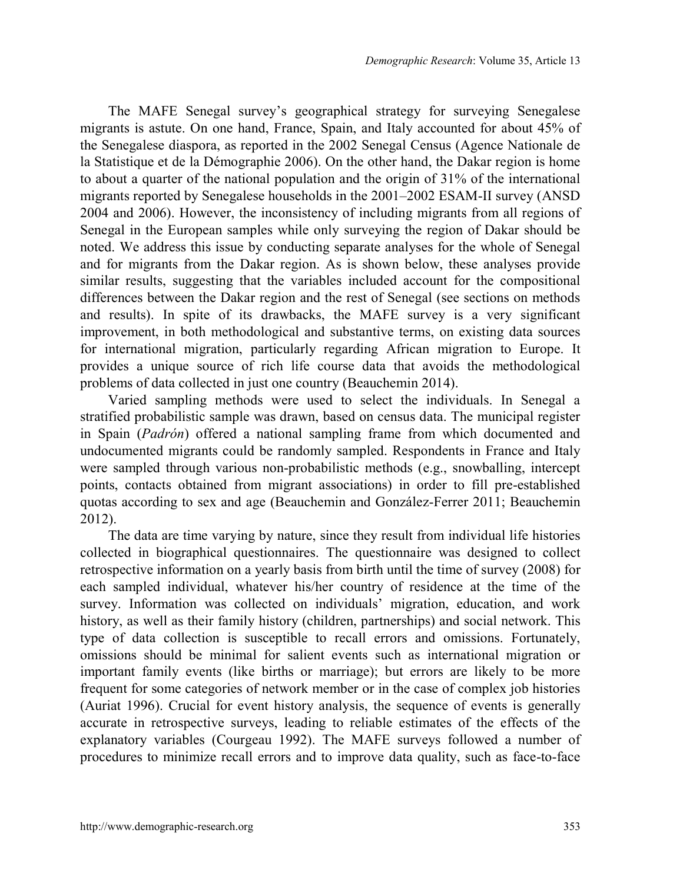The MAFE Senegal survey's geographical strategy for surveying Senegalese migrants is astute. On one hand, France, Spain, and Italy accounted for about 45% of the Senegalese diaspora, as reported in the 2002 Senegal Census (Agence Nationale de la Statistique et de la Démographie 2006). On the other hand, the Dakar region is home to about a quarter of the national population and the origin of 31% of the international migrants reported by Senegalese households in the 2001–2002 ESAM-II survey (ANSD 2004 and 2006). However, the inconsistency of including migrants from all regions of Senegal in the European samples while only surveying the region of Dakar should be noted. We address this issue by conducting separate analyses for the whole of Senegal and for migrants from the Dakar region. As is shown below, these analyses provide similar results, suggesting that the variables included account for the compositional differences between the Dakar region and the rest of Senegal (see sections on methods and results). In spite of its drawbacks, the MAFE survey is a very significant improvement, in both methodological and substantive terms, on existing data sources for international migration, particularly regarding African migration to Europe. It provides a unique source of rich life course data that avoids the methodological problems of data collected in just one country (Beauchemin 2014).

Varied sampling methods were used to select the individuals. In Senegal a stratified probabilistic sample was drawn, based on census data. The municipal register in Spain (*Padrón*) offered a national sampling frame from which documented and undocumented migrants could be randomly sampled. Respondents in France and Italy were sampled through various non-probabilistic methods (e.g., snowballing, intercept points, contacts obtained from migrant associations) in order to fill pre-established quotas according to sex and age (Beauchemin and González-Ferrer 2011; Beauchemin 2012).

The data are time varying by nature, since they result from individual life histories collected in biographical questionnaires. The questionnaire was designed to collect retrospective information on a yearly basis from birth until the time of survey (2008) for each sampled individual, whatever his/her country of residence at the time of the survey. Information was collected on individuals' migration, education, and work history, as well as their family history (children, partnerships) and social network. This type of data collection is susceptible to recall errors and omissions. Fortunately, omissions should be minimal for salient events such as international migration or important family events (like births or marriage); but errors are likely to be more frequent for some categories of network member or in the case of complex job histories (Auriat 1996). Crucial for event history analysis, the sequence of events is generally accurate in retrospective surveys, leading to reliable estimates of the effects of the explanatory variables (Courgeau 1992). The MAFE surveys followed a number of procedures to minimize recall errors and to improve data quality, such as face-to-face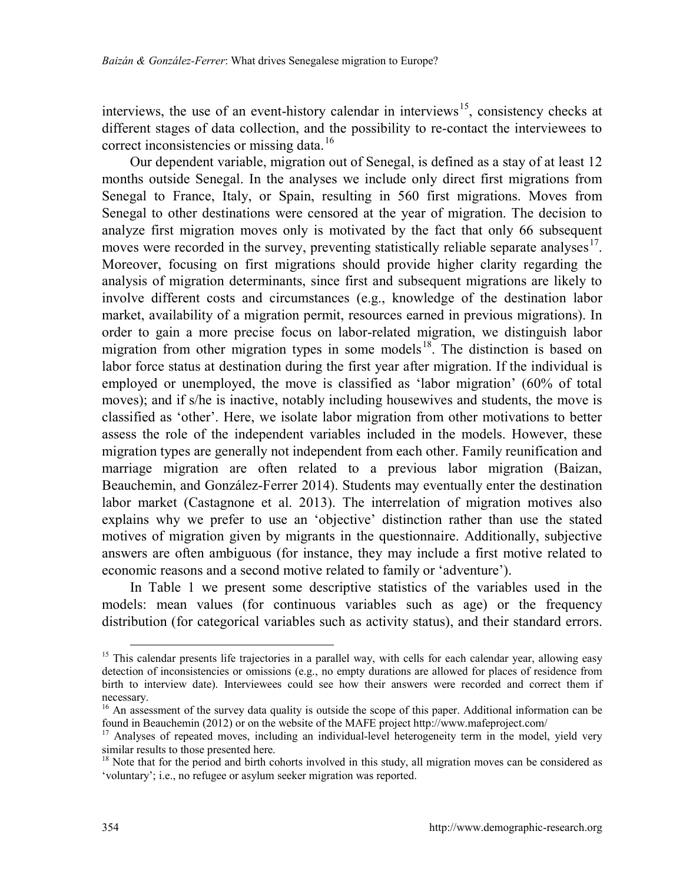interviews, the use of an event-history calendar in interviews[15], consistency checks at different stages of data collection, and the possibility to re-contact the interviewees to correct inconsistencies or missing data.[16]

Our dependent variable, migration out of Senegal, is defined as a stay of at least 12 months outside Senegal. In the analyses we include only direct first migrations from Senegal to France, Italy, or Spain, resulting in 560 first migrations. Moves from Senegal to other destinations were censored at the year of migration. The decision to analyze first migration moves only is motivated by the fact that only 66 subsequent moves were recorded in the survey, preventing statistically reliable separate analyses[17]. Moreover, focusing on first migrations should provide higher clarity regarding the analysis of migration determinants, since first and subsequent migrations are likely to involve different costs and circumstances (e.g., knowledge of the destination labor market, availability of a migration permit, resources earned in previous migrations). In order to gain a more precise focus on labor-related migration, we distinguish labor migration from other migration types in some models[18]. The distinction is based on labor force status at destination during the first year after migration. If the individual is employed or unemployed, the move is classified as 'labor migration' (60% of total moves); and if s/he is inactive, notably including housewives and students, the move is classified as 'other'. Here, we isolate labor migration from other motivations to better assess the role of the independent variables included in the models. However, these migration types are generally not independent from each other. Family reunification and marriage migration are often related to a previous labor migration (Baizan, Beauchemin, and González-Ferrer 2014). Students may eventually enter the destination labor market (Castagnone et al. 2013). The interrelation of migration motives also explains why we prefer to use an 'objective' distinction rather than use the stated motives of migration given by migrants in the questionnaire. Additionally, subjective answers are often ambiguous (for instance, they may include a first motive related to economic reasons and a second motive related to family or 'adventure').

In Table 1 we present some descriptive statistics of the variables used in the models: mean values (for continuous variables such as age) or the frequency distribution (for categorical variables such as activity status), and their standard errors.

[15] This calendar presents life trajectories in a parallel way, with cells for each calendar year, allowing easy detection of inconsistencies or omissions (e.g., no empty durations are allowed for places of residence from birth to interview date). Interviewees could see how their answers were recorded and correct them if necessary.

[16] An assessment of the survey data quality is outside the scope of this paper. Additional information can be found in Beauchemin (2012) or on the website of the MAFE project http://www.mafeproject.com/

[17] Analyses of repeated moves, including an individual-level heterogeneity term in the model, yield very similar results to those presented here.

[18] Note that for the period and birth cohorts involved in this study, all migration moves can be considered as 'voluntary'; i.e., no refugee or asylum seeker migration was reported.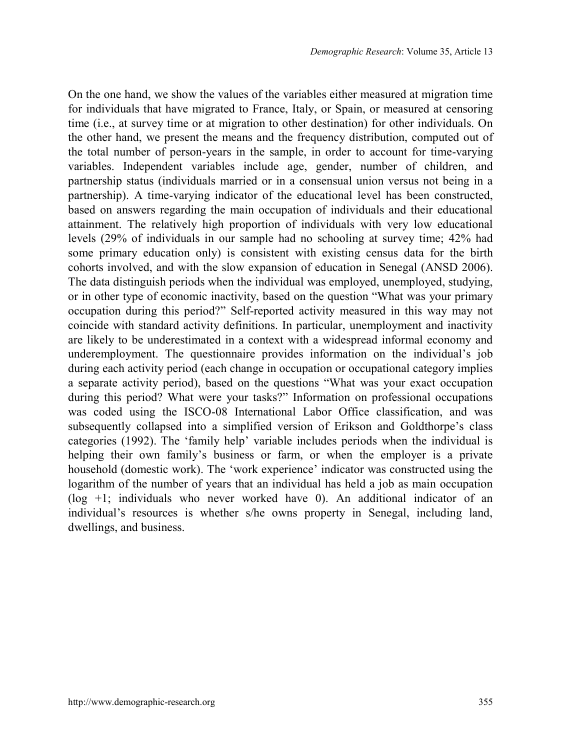On the one hand, we show the values of the variables either measured at migration time for individuals that have migrated to France, Italy, or Spain, or measured at censoring time (i.e., at survey time or at migration to other destination) for other individuals. On the other hand, we present the means and the frequency distribution, computed out of the total number of person-years in the sample, in order to account for time-varying variables. Independent variables include age, gender, number of children, and partnership status (individuals married or in a consensual union versus not being in a partnership). A time-varying indicator of the educational level has been constructed, based on answers regarding the main occupation of individuals and their educational attainment. The relatively high proportion of individuals with very low educational levels (29% of individuals in our sample had no schooling at survey time; 42% had some primary education only) is consistent with existing census data for the birth cohorts involved, and with the slow expansion of education in Senegal (ANSD 2006). The data distinguish periods when the individual was employed, unemployed, studying, or in other type of economic inactivity, based on the question "What was your primary occupation during this period?" Self-reported activity measured in this way may not coincide with standard activity definitions. In particular, unemployment and inactivity are likely to be underestimated in a context with a widespread informal economy and underemployment. The questionnaire provides information on the individual's job during each activity period (each change in occupation or occupational category implies a separate activity period), based on the questions "What was your exact occupation during this period? What were your tasks?" Information on professional occupations was coded using the ISCO-08 International Labor Office classification, and was subsequently collapsed into a simplified version of Erikson and Goldthorpe's class categories (1992). The 'family help' variable includes periods when the individual is helping their own family's business or farm, or when the employer is a private household (domestic work). The 'work experience' indicator was constructed using the logarithm of the number of years that an individual has held a job as main occupation (log +1; individuals who never worked have 0). An additional indicator of an individual's resources is whether s/he owns property in Senegal, including land, dwellings, and business.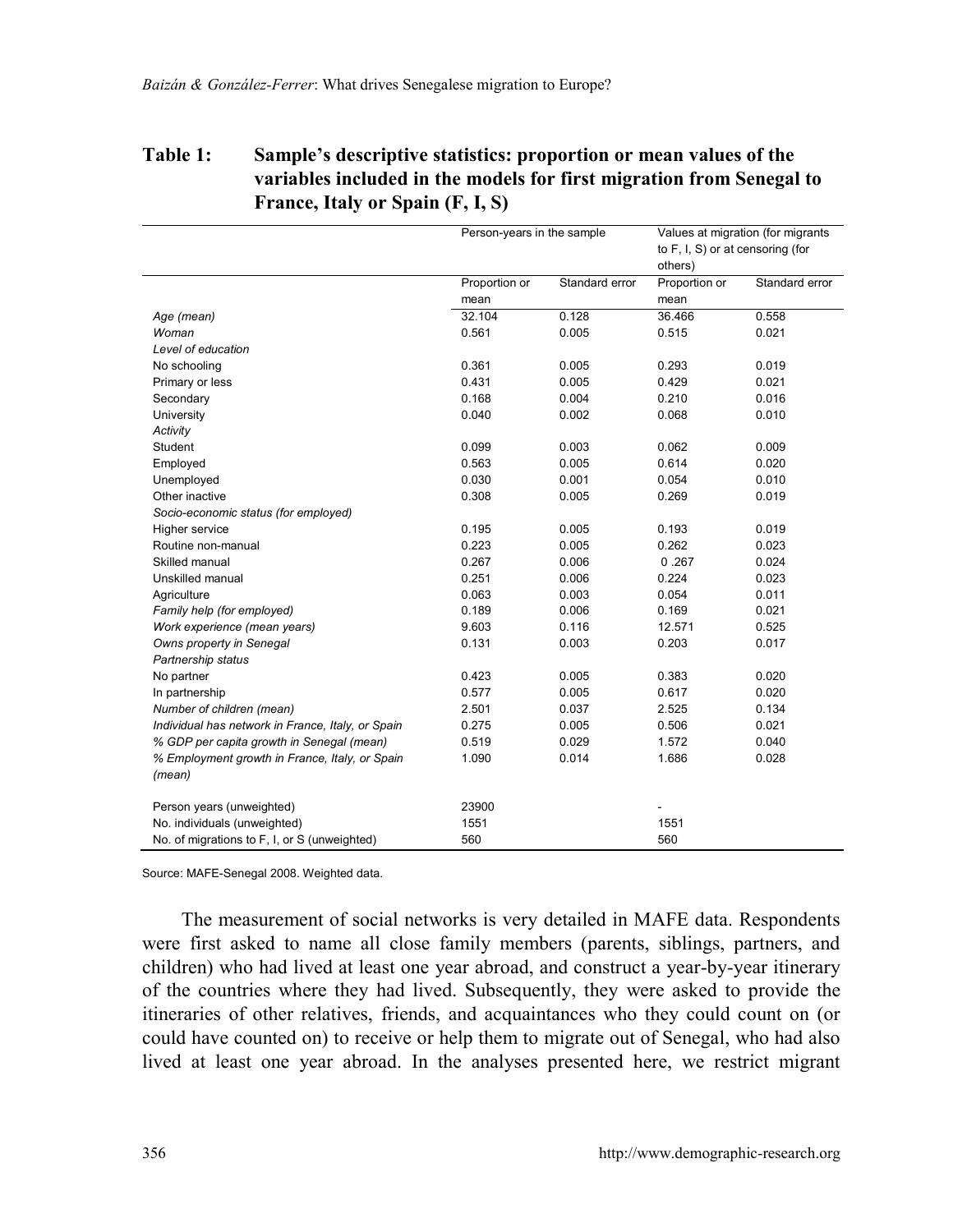**Table 1: Sample's descriptive statistics: proportion or mean values of the variables included in the models for first migration from Senegal to France, Italy or Spain (F, I, S)**

| | Person-years in the sample | | Values at migration (for migrants to F, I, S) or at censoring (for others) | |
|---|---|---|---|---|
| | Proportion or mean | Standard error | Proportion or mean | Standard error |
| *Age (mean)* | 32.104 | 0.128 | 36.466 | 0.558 |
| *Woman* | 0.561 | 0.005 | 0.515 | 0.021 |
| *Level of education* | | | | |
| No schooling | 0.361 | 0.005 | 0.293 | 0.019 |
| Primary or less | 0.431 | 0.005 | 0.429 | 0.021 |
| Secondary | 0.168 | 0.004 | 0.210 | 0.016 |
| University | 0.040 | 0.002 | 0.068 | 0.010 |
| *Activity* | | | | |
| Student | 0.099 | 0.003 | 0.062 | 0.009 |
| Employed | 0.563 | 0.005 | 0.614 | 0.020 |
| Unemployed | 0.030 | 0.001 | 0.054 | 0.010 |
| Other inactive | 0.308 | 0.005 | 0.269 | 0.019 |
| *Socio-economic status (for employed)* | | | | |
| Higher service | 0.195 | 0.005 | 0.193 | 0.019 |
| Routine non-manual | 0.223 | 0.005 | 0.262 | 0.023 |
| Skilled manual | 0.267 | 0.006 | 0 .267 | 0.024 |
| Unskilled manual | 0.251 | 0.006 | 0.224 | 0.023 |
| Agriculture | 0.063 | 0.003 | 0.054 | 0.011 |
| *Family help (for employed)* | 0.189 | 0.006 | 0.169 | 0.021 |
| *Work experience (mean years)* | 9.603 | 0.116 | 12.571 | 0.525 |
| *Owns property in Senegal* | 0.131 | 0.003 | 0.203 | 0.017 |
| *Partnership status* | | | | |
| No partner | 0.423 | 0.005 | 0.383 | 0.020 |
| In partnership | 0.577 | 0.005 | 0.617 | 0.020 |
| *Number of children (mean)* | 2.501 | 0.037 | 2.525 | 0.134 |
| *Individual has network in France, Italy, or Spain* | 0.275 | 0.005 | 0.506 | 0.021 |
| *% GDP per capita growth in Senegal (mean)* | 0.519 | 0.029 | 1.572 | 0.040 |
| *% Employment growth in France, Italy, or Spain (mean)* | 1.090 | 0.014 | 1.686 | 0.028 |
| Person years (unweighted) | 23900 | | - | |
| No. individuals (unweighted) | 1551 | | 1551 | |
| No. of migrations to F, I, or S (unweighted) | 560 | | 560 | |

Source: MAFE-Senegal 2008. Weighted data.

The measurement of social networks is very detailed in MAFE data. Respondents were first asked to name all close family members (parents, siblings, partners, and children) who had lived at least one year abroad, and construct a year-by-year itinerary of the countries where they had lived. Subsequently, they were asked to provide the itineraries of other relatives, friends, and acquaintances who they could count on (or could have counted on) to receive or help them to migrate out of Senegal, who had also lived at least one year abroad. In the analyses presented here, we restrict migrant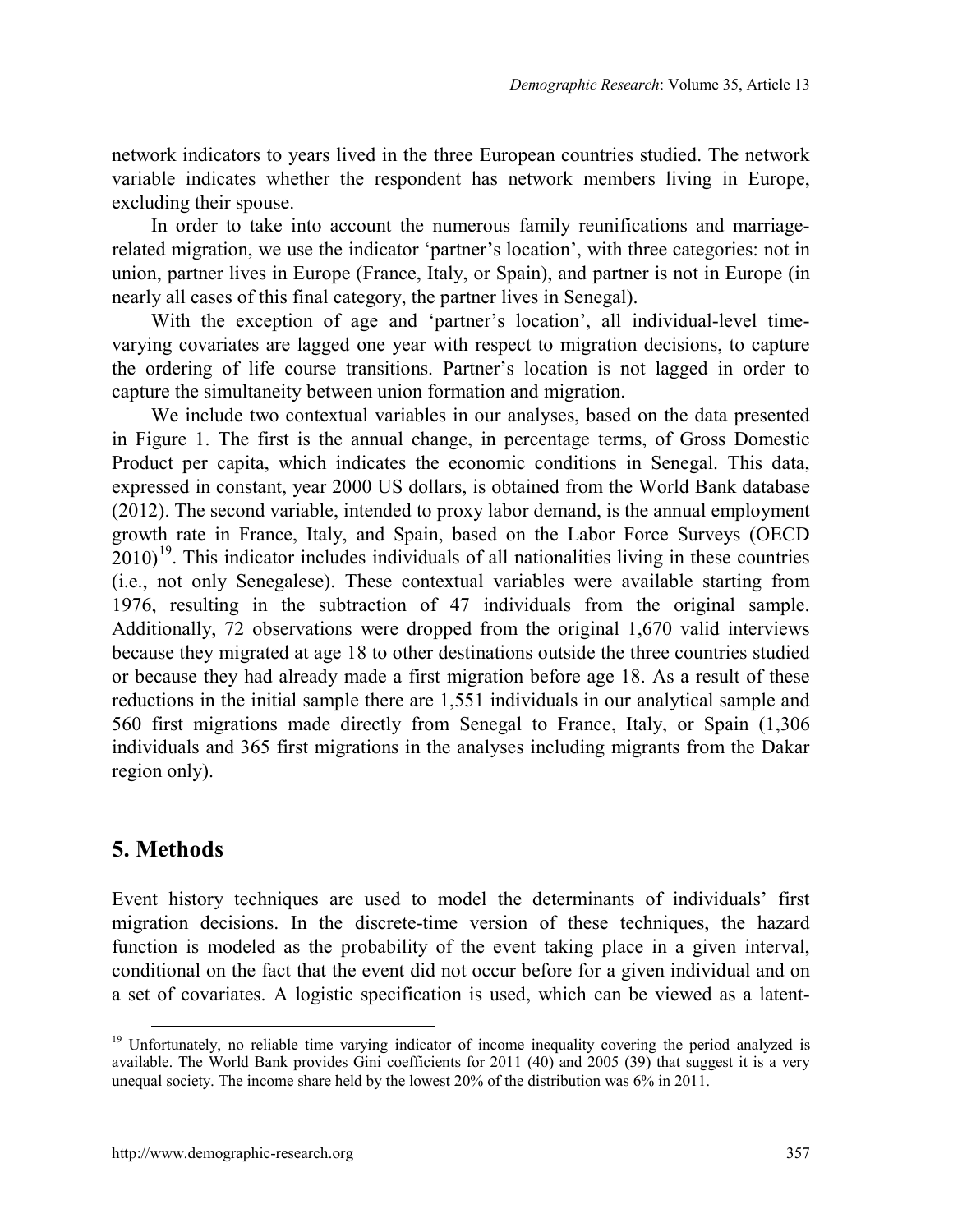network indicators to years lived in the three European countries studied. The network variable indicates whether the respondent has network members living in Europe, excluding their spouse.

In order to take into account the numerous family reunifications and marriage-related migration, we use the indicator 'partner's location', with three categories: not in union, partner lives in Europe (France, Italy, or Spain), and partner is not in Europe (in nearly all cases of this final category, the partner lives in Senegal).

With the exception of age and 'partner's location', all individual-level time-varying covariates are lagged one year with respect to migration decisions, to capture the ordering of life course transitions. Partner's location is not lagged in order to capture the simultaneity between union formation and migration.

We include two contextual variables in our analyses, based on the data presented in Figure 1. The first is the annual change, in percentage terms, of Gross Domestic Product per capita, which indicates the economic conditions in Senegal. This data, expressed in constant, year 2000 US dollars, is obtained from the World Bank database (2012). The second variable, intended to proxy labor demand, is the annual employment growth rate in France, Italy, and Spain, based on the Labor Force Surveys (OECD 2010)[19]. This indicator includes individuals of all nationalities living in these countries (i.e., not only Senegalese). These contextual variables were available starting from 1976, resulting in the subtraction of 47 individuals from the original sample. Additionally, 72 observations were dropped from the original 1,670 valid interviews because they migrated at age 18 to other destinations outside the three countries studied or because they had already made a first migration before age 18. As a result of these reductions in the initial sample there are 1,551 individuals in our analytical sample and 560 first migrations made directly from Senegal to France, Italy, or Spain (1,306 individuals and 365 first migrations in the analyses including migrants from the Dakar region only).

## 5. Methods

Event history techniques are used to model the determinants of individuals' first migration decisions. In the discrete-time version of these techniques, the hazard function is modeled as the probability of the event taking place in a given interval, conditional on the fact that the event did not occur before for a given individual and on a set of covariates. A logistic specification is used, which can be viewed as a latent-

[19] Unfortunately, no reliable time varying indicator of income inequality covering the period analyzed is available. The World Bank provides Gini coefficients for 2011 (40) and 2005 (39) that suggest it is a very unequal society. The income share held by the lowest 20% of the distribution was 6% in 2011.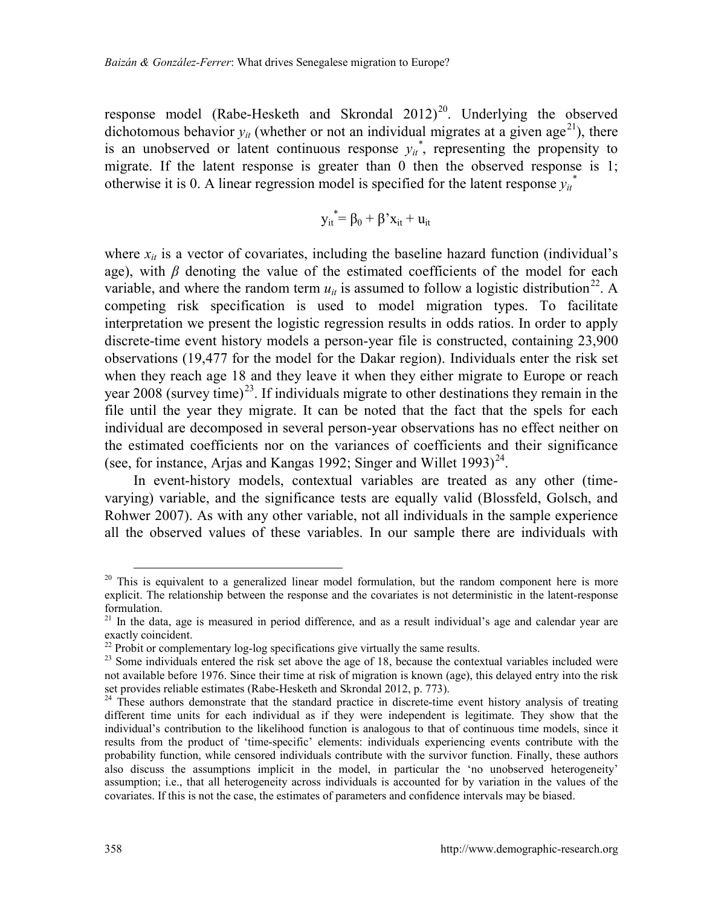response model (Rabe-Hesketh and Skrondal 2012)[20]. Underlying the observed dichotomous behavior $y_{it}$ (whether or not an individual migrates at a given age[21]), there is an unobserved or latent continuous response $y_{it}^{*}$, representing the propensity to migrate. If the latent response is greater than 0 then the observed response is 1; otherwise it is 0. A linear regression model is specified for the latent response $y_{it}^{*}$

$$y_{it}^{*} = \beta_0 + \beta' x_{it} + u_{it}$$

where $x_{it}$ is a vector of covariates, including the baseline hazard function (individual's age), with $\beta$ denoting the value of the estimated coefficients of the model for each variable, and where the random term $u_{it}$ is assumed to follow a logistic distribution[22]. A competing risk specification is used to model migration types. To facilitate interpretation we present the logistic regression results in odds ratios. In order to apply discrete-time event history models a person-year file is constructed, containing 23,900 observations (19,477 for the model for the Dakar region). Individuals enter the risk set when they reach age 18 and they leave it when they either migrate to Europe or reach year 2008 (survey time)[23]. If individuals migrate to other destinations they remain in the file until the year they migrate. It can be noted that the fact that the spels for each individual are decomposed in several person-year observations has no effect neither on the estimated coefficients nor on the variances of coefficients and their significance (see, for instance, Arjas and Kangas 1992; Singer and Willet 1993)[24].

In event-history models, contextual variables are treated as any other (time-varying) variable, and the significance tests are equally valid (Blossfeld, Golsch, and Rohwer 2007). As with any other variable, not all individuals in the sample experience all the observed values of these variables. In our sample there are individuals with

---

[20] This is equivalent to a generalized linear model formulation, but the random component here is more explicit. The relationship between the response and the covariates is not deterministic in the latent-response formulation.

[21] In the data, age is measured in period difference, and as a result individual's age and calendar year are exactly coincident.

[22] Probit or complementary log-log specifications give virtually the same results.

[23] Some individuals entered the risk set above the age of 18, because the contextual variables included were not available before 1976. Since their time at risk of migration is known (age), this delayed entry into the risk set provides reliable estimates (Rabe-Hesketh and Skrondal 2012, p. 773).

[24] These authors demonstrate that the standard practice in discrete-time event history analysis of treating different time units for each individual as if they were independent is legitimate. They show that the individual's contribution to the likelihood function is analogous to that of continuous time models, since it results from the product of 'time-specific' elements: individuals experiencing events contribute with the probability function, while censored individuals contribute with the survivor function. Finally, these authors also discuss the assumptions implicit in the model, in particular the 'no unobserved heterogeneity' assumption; i.e., that all heterogeneity across individuals is accounted for by variation in the values of the covariates. If this is not the case, the estimates of parameters and confidence intervals may be biased.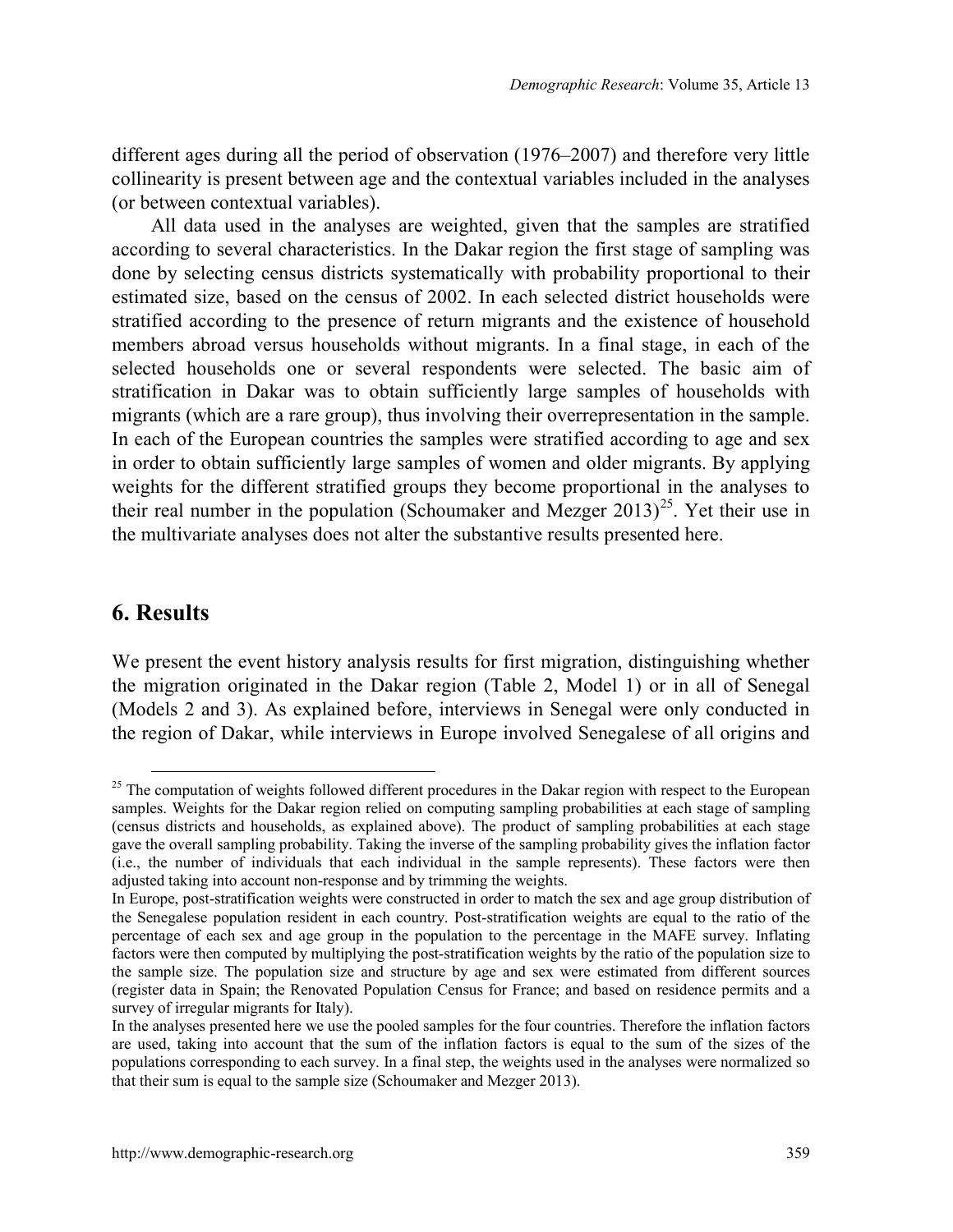different ages during all the period of observation (1976–2007) and therefore very little collinearity is present between age and the contextual variables included in the analyses (or between contextual variables).

All data used in the analyses are weighted, given that the samples are stratified according to several characteristics. In the Dakar region the first stage of sampling was done by selecting census districts systematically with probability proportional to their estimated size, based on the census of 2002. In each selected district households were stratified according to the presence of return migrants and the existence of household members abroad versus households without migrants. In a final stage, in each of the selected households one or several respondents were selected. The basic aim of stratification in Dakar was to obtain sufficiently large samples of households with migrants (which are a rare group), thus involving their overrepresentation in the sample. In each of the European countries the samples were stratified according to age and sex in order to obtain sufficiently large samples of women and older migrants. By applying weights for the different stratified groups they become proportional in the analyses to their real number in the population (Schoumaker and Mezger 2013)[25]. Yet their use in the multivariate analyses does not alter the substantive results presented here.

## 6. Results

We present the event history analysis results for first migration, distinguishing whether the migration originated in the Dakar region (Table 2, Model 1) or in all of Senegal (Models 2 and 3). As explained before, interviews in Senegal were only conducted in the region of Dakar, while interviews in Europe involved Senegalese of all origins and

---

[25] The computation of weights followed different procedures in the Dakar region with respect to the European samples. Weights for the Dakar region relied on computing sampling probabilities at each stage of sampling (census districts and households, as explained above). The product of sampling probabilities at each stage gave the overall sampling probability. Taking the inverse of the sampling probability gives the inflation factor (i.e., the number of individuals that each individual in the sample represents). These factors were then adjusted taking into account non-response and by trimming the weights.

In Europe, post-stratification weights were constructed in order to match the sex and age group distribution of the Senegalese population resident in each country. Post-stratification weights are equal to the ratio of the percentage of each sex and age group in the population to the percentage in the MAFE survey. Inflating factors were then computed by multiplying the post-stratification weights by the ratio of the population size to the sample size. The population size and structure by age and sex were estimated from different sources (register data in Spain; the Renovated Population Census for France; and based on residence permits and a survey of irregular migrants for Italy).

In the analyses presented here we use the pooled samples for the four countries. Therefore the inflation factors are used, taking into account that the sum of the inflation factors is equal to the sum of the sizes of the populations corresponding to each survey. In a final step, the weights used in the analyses were normalized so that their sum is equal to the sample size (Schoumaker and Mezger 2013).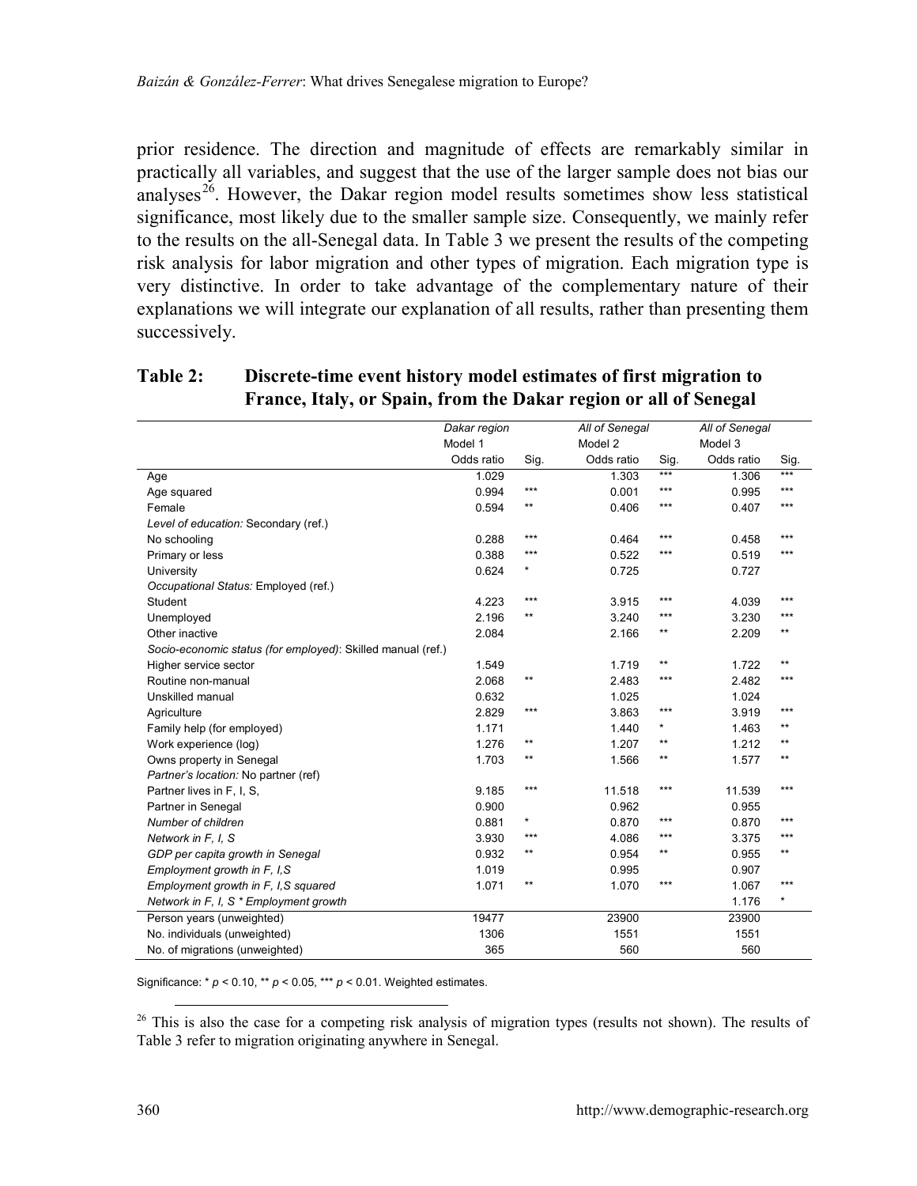prior residence. The direction and magnitude of effects are remarkably similar in practically all variables, and suggest that the use of the larger sample does not bias our analyses[26]. However, the Dakar region model results sometimes show less statistical significance, most likely due to the smaller sample size. Consequently, we mainly refer to the results on the all-Senegal data. In Table 3 we present the results of the competing risk analysis for labor migration and other types of migration. Each migration type is very distinctive. In order to take advantage of the complementary nature of their explanations we will integrate our explanation of all results, rather than presenting them successively.

**Table 2: Discrete-time event history model estimates of first migration to France, Italy, or Spain, from the Dakar region or all of Senegal**

| | *Dakar region* | | *All of Senegal* | | *All of Senegal* | |
|---|---|---|---|---|---|---|
| | Model 1 | | Model 2 | | Model 3 | |
| | Odds ratio | Sig. | Odds ratio | Sig. | Odds ratio | Sig. |
| Age | 1.029 | | 1.303 | *** | 1.306 | *** |
| Age squared | 0.994 | *** | 0.001 | *** | 0.995 | *** |
| Female | 0.594 | ** | 0.406 | *** | 0.407 | *** |
| *Level of education:* Secondary (ref.) | | | | | | |
| No schooling | 0.288 | *** | 0.464 | *** | 0.458 | *** |
| Primary or less | 0.388 | *** | 0.522 | *** | 0.519 | *** |
| University | 0.624 | * | 0.725 | | 0.727 | |
| *Occupational Status:* Employed (ref.) | | | | | | |
| Student | 4.223 | *** | 3.915 | *** | 4.039 | *** |
| Unemployed | 2.196 | ** | 3.240 | *** | 3.230 | *** |
| Other inactive | 2.084 | | 2.166 | ** | 2.209 | ** |
| *Socio-economic status (for employed)*: Skilled manual (ref.) | | | | | | |
| Higher service sector | 1.549 | | 1.719 | ** | 1.722 | ** |
| Routine non-manual | 2.068 | ** | 2.483 | *** | 2.482 | *** |
| Unskilled manual | 0.632 | | 1.025 | | 1.024 | |
| Agriculture | 2.829 | *** | 3.863 | *** | 3.919 | *** |
| Family help (for employed) | 1.171 | | 1.440 | * | 1.463 | ** |
| Work experience (log) | 1.276 | ** | 1.207 | ** | 1.212 | ** |
| Owns property in Senegal | 1.703 | ** | 1.566 | ** | 1.577 | ** |
| *Partner's location:* No partner (ref) | | | | | | |
| Partner lives in F, I, S, | 9.185 | *** | 11.518 | *** | 11.539 | *** |
| Partner in Senegal | 0.900 | | 0.962 | | 0.955 | |
| *Number of children* | 0.881 | * | 0.870 | *** | 0.870 | *** |
| *Network in F, I, S* | 3.930 | *** | 4.086 | *** | 3.375 | *** |
| *GDP per capita growth in Senegal* | 0.932 | ** | 0.954 | ** | 0.955 | ** |
| *Employment growth in F, I,S* | 1.019 | | 0.995 | | 0.907 | |
| *Employment growth in F, I,S squared* | 1.071 | ** | 1.070 | *** | 1.067 | *** |
| *Network in F, I, S * Employment growth* | | | | | 1.176 | * |
| Person years (unweighted) | 19477 | | 23900 | | 23900 | |
| No. individuals (unweighted) | 1306 | | 1551 | | 1551 | |
| No. of migrations (unweighted) | 365 | | 560 | | 560 | |

Significance: * $p < 0.10$, ** $p < 0.05$, *** $p < 0.01$. Weighted estimates.

[26] This is also the case for a competing risk analysis of migration types (results not shown). The results of Table 3 refer to migration originating anywhere in Senegal.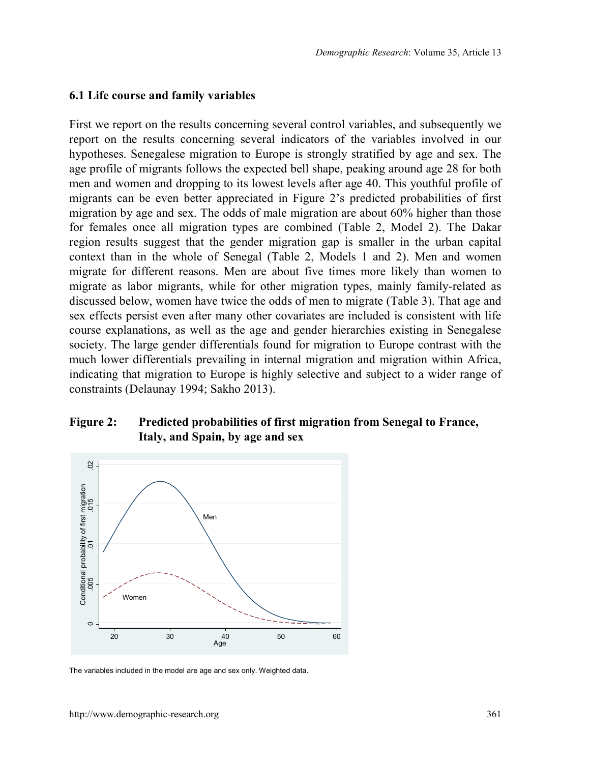### 6.1 Life course and family variables

First we report on the results concerning several control variables, and subsequently we report on the results concerning several indicators of the variables involved in our hypotheses. Senegalese migration to Europe is strongly stratified by age and sex. The age profile of migrants follows the expected bell shape, peaking around age 28 for both men and women and dropping to its lowest levels after age 40. This youthful profile of migrants can be even better appreciated in Figure 2's predicted probabilities of first migration by age and sex. The odds of male migration are about 60% higher than those for females once all migration types are combined (Table 2, Model 2). The Dakar region results suggest that the gender migration gap is smaller in the urban capital context than in the whole of Senegal (Table 2, Models 1 and 2). Men and women migrate for different reasons. Men are about five times more likely than women to migrate as labor migrants, while for other migration types, mainly family-related as discussed below, women have twice the odds of men to migrate (Table 3). That age and sex effects persist even after many other covariates are included is consistent with life course explanations, as well as the age and gender hierarchies existing in Senegalese society. The large gender differentials found for migration to Europe contrast with the much lower differentials prevailing in internal migration and migration within Africa, indicating that migration to Europe is highly selective and subject to a wider range of constraints (Delaunay 1994; Sakho 2013).

**Figure 2: Predicted probabilities of first migration from Senegal to France, Italy, and Spain, by age and sex**

The variables included in the model are age and sex only. Weighted data.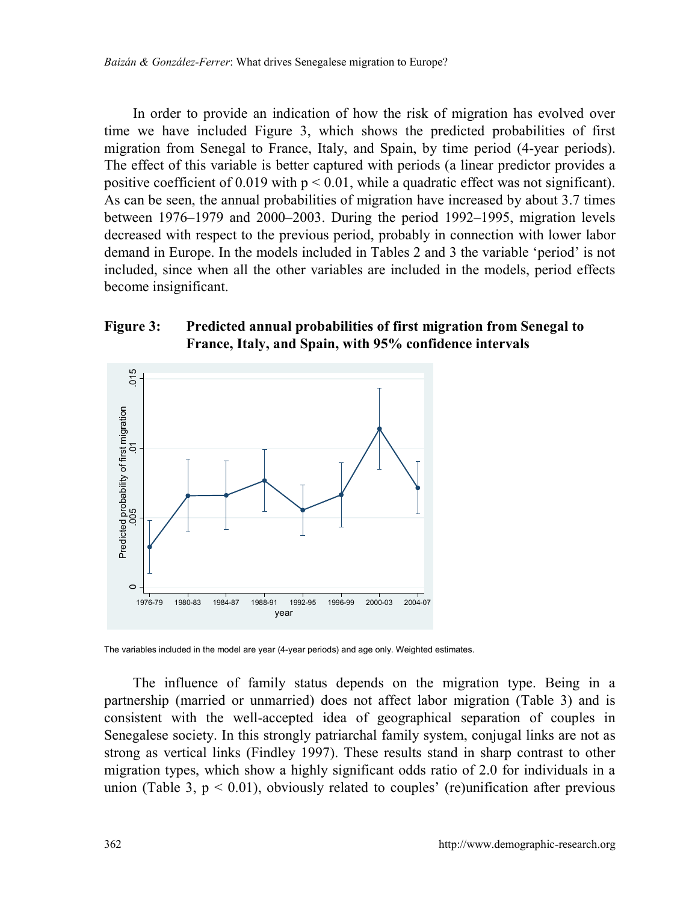In order to provide an indication of how the risk of migration has evolved over time we have included Figure 3, which shows the predicted probabilities of first migration from Senegal to France, Italy, and Spain, by time period (4-year periods). The effect of this variable is better captured with periods (a linear predictor provides a positive coefficient of 0.019 with $p < 0.01$, while a quadratic effect was not significant). As can be seen, the annual probabilities of migration have increased by about 3.7 times between 1976–1979 and 2000–2003. During the period 1992–1995, migration levels decreased with respect to the previous period, probably in connection with lower labor demand in Europe. In the models included in Tables 2 and 3 the variable 'period' is not included, since when all the other variables are included in the models, period effects become insignificant.

**Figure 3: Predicted annual probabilities of first migration from Senegal to France, Italy, and Spain, with 95% confidence intervals**

The variables included in the model are year (4-year periods) and age only. Weighted estimates.

The influence of family status depends on the migration type. Being in a partnership (married or unmarried) does not affect labor migration (Table 3) and is consistent with the well-accepted idea of geographical separation of couples in Senegalese society. In this strongly patriarchal family system, conjugal links are not as strong as vertical links (Findley 1997). These results stand in sharp contrast to other migration types, which show a highly significant odds ratio of 2.0 for individuals in a union (Table 3, $p < 0.01$), obviously related to couples' (re)unification after previous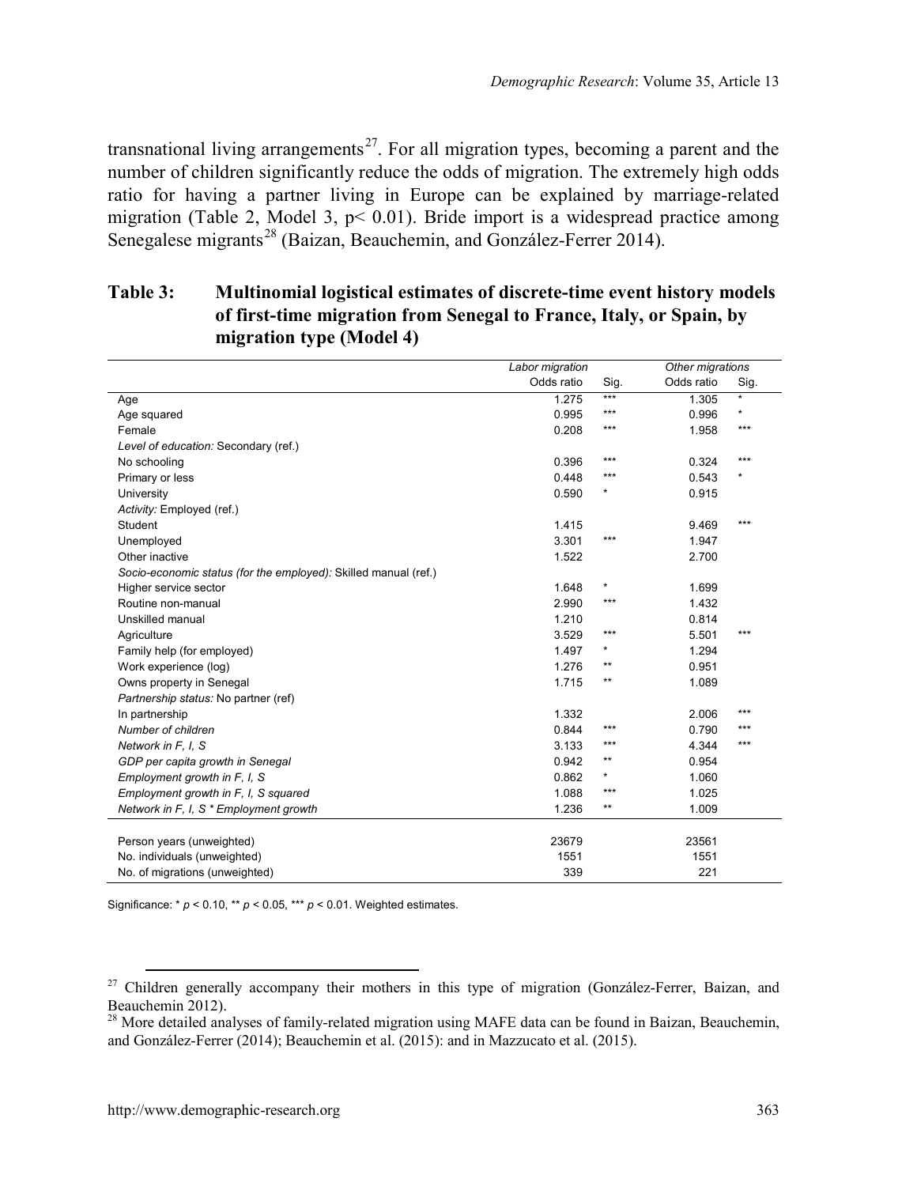transnational living arrangements[27]. For all migration types, becoming a parent and the number of children significantly reduce the odds of migration. The extremely high odds ratio for having a partner living in Europe can be explained by marriage-related migration (Table 2, Model 3, $p< 0.01$). Bride import is a widespread practice among Senegalese migrants[28] (Baizan, Beauchemin, and González-Ferrer 2014).

**Table 3: Multinomial logistical estimates of discrete-time event history models of first-time migration from Senegal to France, Italy, or Spain, by migration type (Model 4)**

| | *Labor migration* | | *Other migrations* | |
|---|---|---|---|---|
| | Odds ratio | Sig. | Odds ratio | Sig. |
| Age | 1.275 | *** | 1.305 | * |
| Age squared | 0.995 | *** | 0.996 | * |
| Female | 0.208 | *** | 1.958 | *** |
| *Level of education:* Secondary (ref.) | | | | |
| No schooling | 0.396 | *** | 0.324 | *** |
| Primary or less | 0.448 | *** | 0.543 | * |
| University | 0.590 | * | 0.915 | |
| *Activity:* Employed (ref.) | | | | |
| Student | 1.415 | | 9.469 | *** |
| Unemployed | 3.301 | *** | 1.947 | |
| Other inactive | 1.522 | | 2.700 | |
| *Socio-economic status (for the employed):* Skilled manual (ref.) | | | | |
| Higher service sector | 1.648 | * | 1.699 | |
| Routine non-manual | 2.990 | *** | 1.432 | |
| Unskilled manual | 1.210 | | 0.814 | |
| Agriculture | 3.529 | *** | 5.501 | *** |
| Family help (for employed) | 1.497 | * | 1.294 | |
| Work experience (log) | 1.276 | ** | 0.951 | |
| Owns property in Senegal | 1.715 | ** | 1.089 | |
| *Partnership status:* No partner (ref) | | | | |
| In partnership | 1.332 | | 2.006 | *** |
| *Number of children* | 0.844 | *** | 0.790 | *** |
| *Network in F, I, S* | 3.133 | *** | 4.344 | *** |
| *GDP per capita growth in Senegal* | 0.942 | ** | 0.954 | |
| *Employment growth in F, I, S* | 0.862 | * | 1.060 | |
| *Employment growth in F, I, S squared* | 1.088 | *** | 1.025 | |
| *Network in F, I, S * Employment growth* | 1.236 | ** | 1.009 | |
| Person years (unweighted) | 23679 | | 23561 | |
| No. individuals (unweighted) | 1551 | | 1551 | |
| No. of migrations (unweighted) | 339 | | 221 | |

Significance: * $p < 0.10$, ** $p < 0.05$, *** $p < 0.01$. Weighted estimates.

[27] Children generally accompany their mothers in this type of migration (González-Ferrer, Baizan, and Beauchemin 2012).

[28] More detailed analyses of family-related migration using MAFE data can be found in Baizan, Beauchemin, and González-Ferrer (2014); Beauchemin et al. (2015): and in Mazzucato et al. (2015).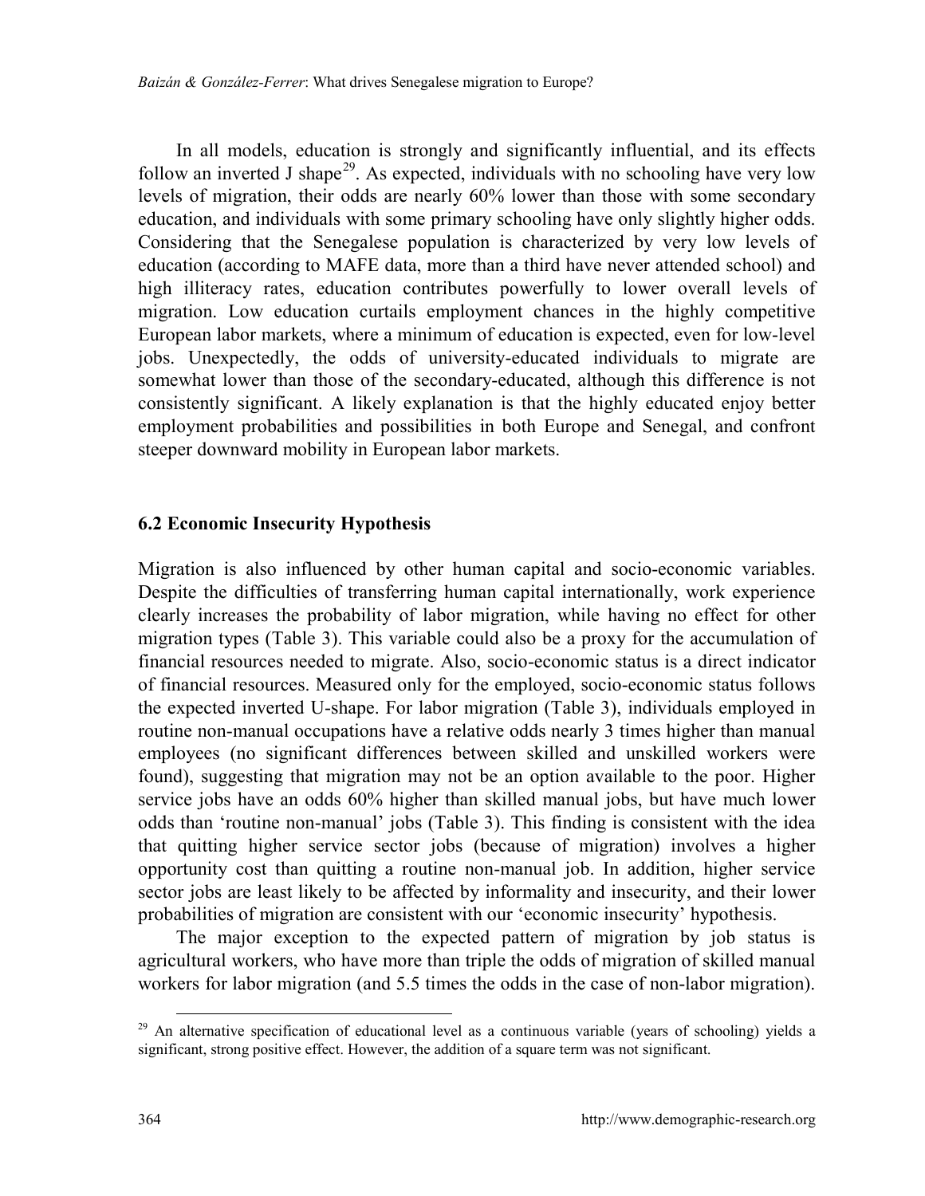In all models, education is strongly and significantly influential, and its effects follow an inverted J shape[29]. As expected, individuals with no schooling have very low levels of migration, their odds are nearly 60% lower than those with some secondary education, and individuals with some primary schooling have only slightly higher odds. Considering that the Senegalese population is characterized by very low levels of education (according to MAFE data, more than a third have never attended school) and high illiteracy rates, education contributes powerfully to lower overall levels of migration. Low education curtails employment chances in the highly competitive European labor markets, where a minimum of education is expected, even for low-level jobs. Unexpectedly, the odds of university-educated individuals to migrate are somewhat lower than those of the secondary-educated, although this difference is not consistently significant. A likely explanation is that the highly educated enjoy better employment probabilities and possibilities in both Europe and Senegal, and confront steeper downward mobility in European labor markets.

### 6.2 Economic Insecurity Hypothesis

Migration is also influenced by other human capital and socio-economic variables. Despite the difficulties of transferring human capital internationally, work experience clearly increases the probability of labor migration, while having no effect for other migration types (Table 3). This variable could also be a proxy for the accumulation of financial resources needed to migrate. Also, socio-economic status is a direct indicator of financial resources. Measured only for the employed, socio-economic status follows the expected inverted U-shape. For labor migration (Table 3), individuals employed in routine non-manual occupations have a relative odds nearly 3 times higher than manual employees (no significant differences between skilled and unskilled workers were found), suggesting that migration may not be an option available to the poor. Higher service jobs have an odds 60% higher than skilled manual jobs, but have much lower odds than 'routine non-manual' jobs (Table 3). This finding is consistent with the idea that quitting higher service sector jobs (because of migration) involves a higher opportunity cost than quitting a routine non-manual job. In addition, higher service sector jobs are least likely to be affected by informality and insecurity, and their lower probabilities of migration are consistent with our 'economic insecurity' hypothesis.

The major exception to the expected pattern of migration by job status is agricultural workers, who have more than triple the odds of migration of skilled manual workers for labor migration (and 5.5 times the odds in the case of non-labor migration).

[29] An alternative specification of educational level as a continuous variable (years of schooling) yields a significant, strong positive effect. However, the addition of a square term was not significant.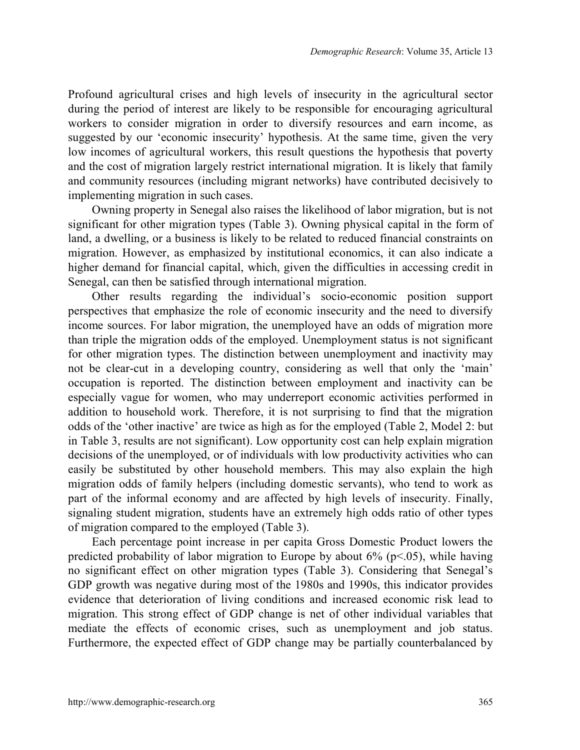Profound agricultural crises and high levels of insecurity in the agricultural sector during the period of interest are likely to be responsible for encouraging agricultural workers to consider migration in order to diversify resources and earn income, as suggested by our 'economic insecurity' hypothesis. At the same time, given the very low incomes of agricultural workers, this result questions the hypothesis that poverty and the cost of migration largely restrict international migration. It is likely that family and community resources (including migrant networks) have contributed decisively to implementing migration in such cases.

Owning property in Senegal also raises the likelihood of labor migration, but is not significant for other migration types (Table 3). Owning physical capital in the form of land, a dwelling, or a business is likely to be related to reduced financial constraints on migration. However, as emphasized by institutional economics, it can also indicate a higher demand for financial capital, which, given the difficulties in accessing credit in Senegal, can then be satisfied through international migration.

Other results regarding the individual's socio-economic position support perspectives that emphasize the role of economic insecurity and the need to diversify income sources. For labor migration, the unemployed have an odds of migration more than triple the migration odds of the employed. Unemployment status is not significant for other migration types. The distinction between unemployment and inactivity may not be clear-cut in a developing country, considering as well that only the 'main' occupation is reported. The distinction between employment and inactivity can be especially vague for women, who may underreport economic activities performed in addition to household work. Therefore, it is not surprising to find that the migration odds of the 'other inactive' are twice as high as for the employed (Table 2, Model 2: but in Table 3, results are not significant). Low opportunity cost can help explain migration decisions of the unemployed, or of individuals with low productivity activities who can easily be substituted by other household members. This may also explain the high migration odds of family helpers (including domestic servants), who tend to work as part of the informal economy and are affected by high levels of insecurity. Finally, signaling student migration, students have an extremely high odds ratio of other types of migration compared to the employed (Table 3).

Each percentage point increase in per capita Gross Domestic Product lowers the predicted probability of labor migration to Europe by about 6% ($p<.05$), while having no significant effect on other migration types (Table 3). Considering that Senegal's GDP growth was negative during most of the 1980s and 1990s, this indicator provides evidence that deterioration of living conditions and increased economic risk lead to migration. This strong effect of GDP change is net of other individual variables that mediate the effects of economic crises, such as unemployment and job status. Furthermore, the expected effect of GDP change may be partially counterbalanced by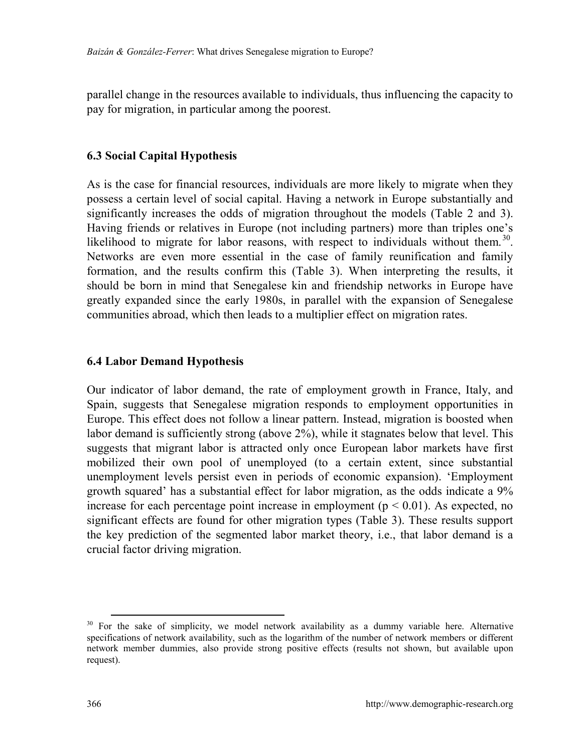parallel change in the resources available to individuals, thus influencing the capacity to pay for migration, in particular among the poorest.

### 6.3 Social Capital Hypothesis

As is the case for financial resources, individuals are more likely to migrate when they possess a certain level of social capital. Having a network in Europe substantially and significantly increases the odds of migration throughout the models (Table 2 and 3). Having friends or relatives in Europe (not including partners) more than triples one's likelihood to migrate for labor reasons, with respect to individuals without them.[30]. Networks are even more essential in the case of family reunification and family formation, and the results confirm this (Table 3). When interpreting the results, it should be born in mind that Senegalese kin and friendship networks in Europe have greatly expanded since the early 1980s, in parallel with the expansion of Senegalese communities abroad, which then leads to a multiplier effect on migration rates.

### 6.4 Labor Demand Hypothesis

Our indicator of labor demand, the rate of employment growth in France, Italy, and Spain, suggests that Senegalese migration responds to employment opportunities in Europe. This effect does not follow a linear pattern. Instead, migration is boosted when labor demand is sufficiently strong (above 2%), while it stagnates below that level. This suggests that migrant labor is attracted only once European labor markets have first mobilized their own pool of unemployed (to a certain extent, since substantial unemployment levels persist even in periods of economic expansion). 'Employment growth squared' has a substantial effect for labor migration, as the odds indicate a 9% increase for each percentage point increase in employment ($p < 0.01$). As expected, no significant effects are found for other migration types (Table 3). These results support the key prediction of the segmented labor market theory, i.e., that labor demand is a crucial factor driving migration.

---

[30] For the sake of simplicity, we model network availability as a dummy variable here. Alternative specifications of network availability, such as the logarithm of the number of network members or different network member dummies, also provide strong positive effects (results not shown, but available upon request).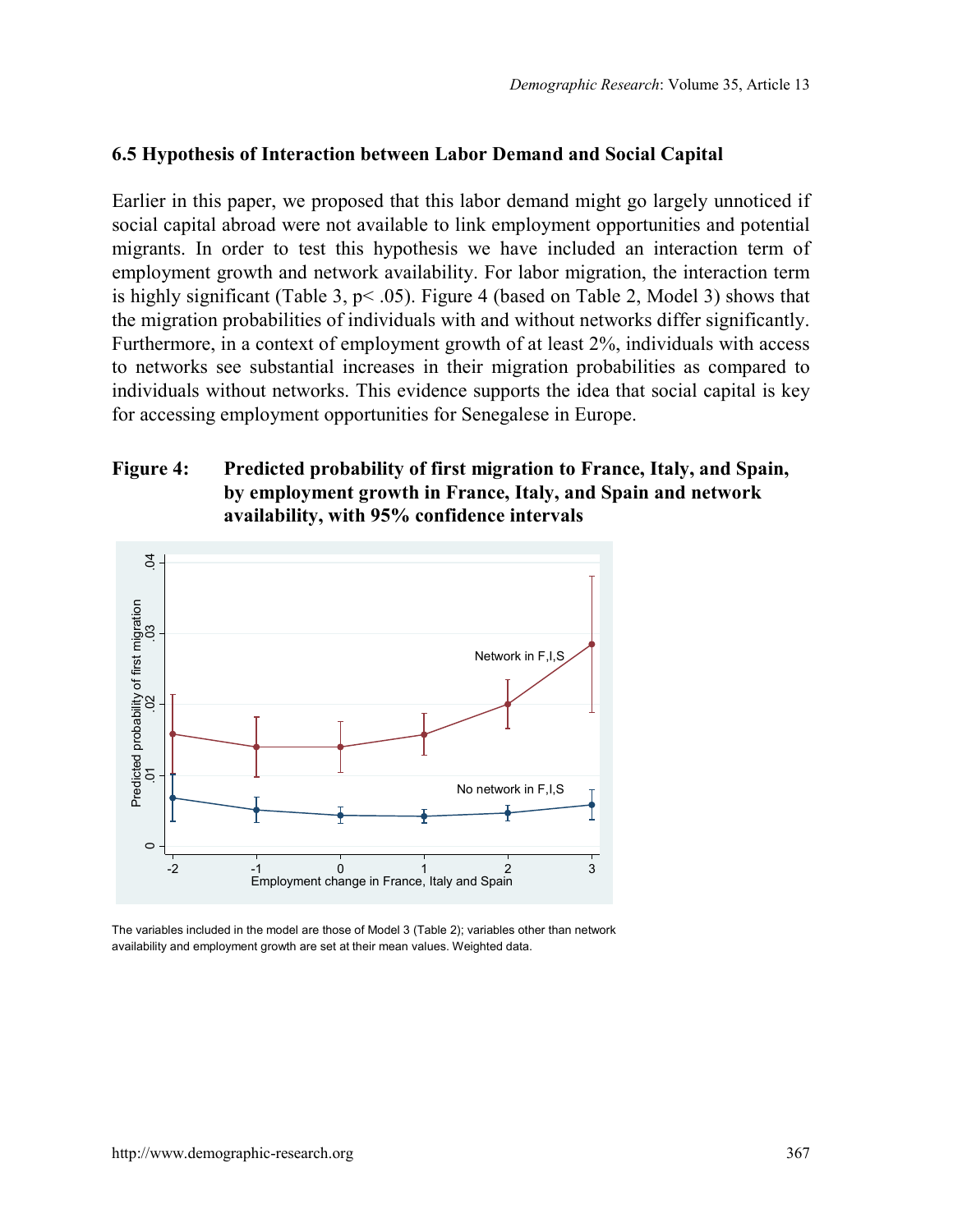### 6.5 Hypothesis of Interaction between Labor Demand and Social Capital

Earlier in this paper, we proposed that this labor demand might go largely unnoticed if social capital abroad were not available to link employment opportunities and potential migrants. In order to test this hypothesis we have included an interaction term of employment growth and network availability. For labor migration, the interaction term is highly significant (Table 3, $p < .05$). Figure 4 (based on Table 2, Model 3) shows that the migration probabilities of individuals with and without networks differ significantly. Furthermore, in a context of employment growth of at least 2%, individuals with access to networks see substantial increases in their migration probabilities as compared to individuals without networks. This evidence supports the idea that social capital is key for accessing employment opportunities for Senegalese in Europe.

**Figure 4: Predicted probability of first migration to France, Italy, and Spain, by employment growth in France, Italy, and Spain and network availability, with 95% confidence intervals**

The variables included in the model are those of Model 3 (Table 2); variables other than network availability and employment growth are set at their mean values. Weighted data.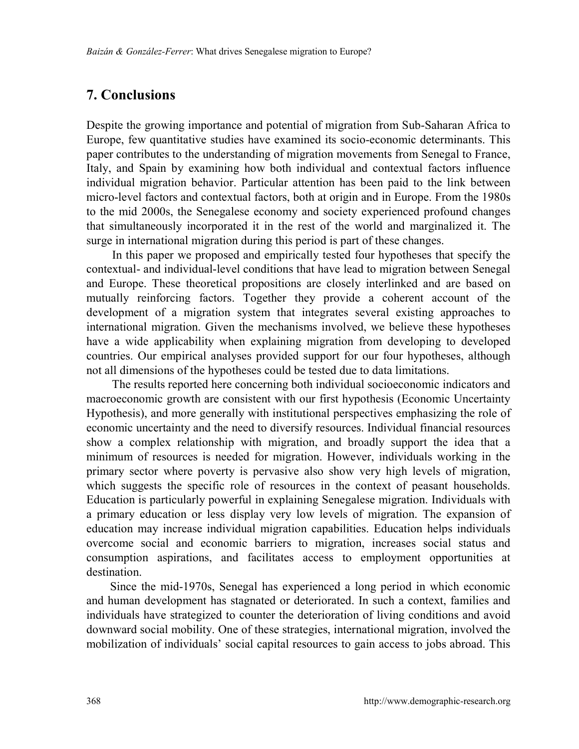## 7. Conclusions

Despite the growing importance and potential of migration from Sub-Saharan Africa to Europe, few quantitative studies have examined its socio-economic determinants. This paper contributes to the understanding of migration movements from Senegal to France, Italy, and Spain by examining how both individual and contextual factors influence individual migration behavior. Particular attention has been paid to the link between micro-level factors and contextual factors, both at origin and in Europe. From the 1980s to the mid 2000s, the Senegalese economy and society experienced profound changes that simultaneously incorporated it in the rest of the world and marginalized it. The surge in international migration during this period is part of these changes.

In this paper we proposed and empirically tested four hypotheses that specify the contextual- and individual-level conditions that have lead to migration between Senegal and Europe. These theoretical propositions are closely interlinked and are based on mutually reinforcing factors. Together they provide a coherent account of the development of a migration system that integrates several existing approaches to international migration. Given the mechanisms involved, we believe these hypotheses have a wide applicability when explaining migration from developing to developed countries. Our empirical analyses provided support for our four hypotheses, although not all dimensions of the hypotheses could be tested due to data limitations.

The results reported here concerning both individual socioeconomic indicators and macroeconomic growth are consistent with our first hypothesis (Economic Uncertainty Hypothesis), and more generally with institutional perspectives emphasizing the role of economic uncertainty and the need to diversify resources. Individual financial resources show a complex relationship with migration, and broadly support the idea that a minimum of resources is needed for migration. However, individuals working in the primary sector where poverty is pervasive also show very high levels of migration, which suggests the specific role of resources in the context of peasant households. Education is particularly powerful in explaining Senegalese migration. Individuals with a primary education or less display very low levels of migration. The expansion of education may increase individual migration capabilities. Education helps individuals overcome social and economic barriers to migration, increases social status and consumption aspirations, and facilitates access to employment opportunities at destination.

Since the mid-1970s, Senegal has experienced a long period in which economic and human development has stagnated or deteriorated. In such a context, families and individuals have strategized to counter the deterioration of living conditions and avoid downward social mobility. One of these strategies, international migration, involved the mobilization of individuals' social capital resources to gain access to jobs abroad. This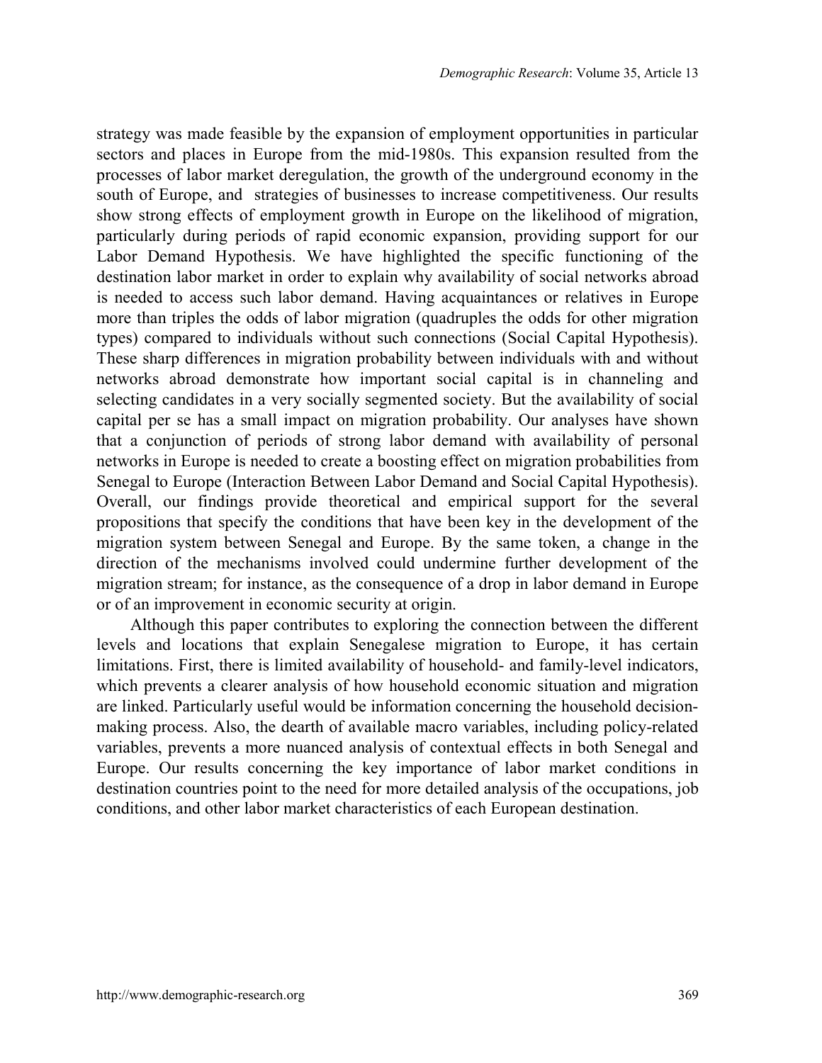strategy was made feasible by the expansion of employment opportunities in particular sectors and places in Europe from the mid-1980s. This expansion resulted from the processes of labor market deregulation, the growth of the underground economy in the south of Europe, and strategies of businesses to increase competitiveness. Our results show strong effects of employment growth in Europe on the likelihood of migration, particularly during periods of rapid economic expansion, providing support for our Labor Demand Hypothesis. We have highlighted the specific functioning of the destination labor market in order to explain why availability of social networks abroad is needed to access such labor demand. Having acquaintances or relatives in Europe more than triples the odds of labor migration (quadruples the odds for other migration types) compared to individuals without such connections (Social Capital Hypothesis). These sharp differences in migration probability between individuals with and without networks abroad demonstrate how important social capital is in channeling and selecting candidates in a very socially segmented society. But the availability of social capital per se has a small impact on migration probability. Our analyses have shown that a conjunction of periods of strong labor demand with availability of personal networks in Europe is needed to create a boosting effect on migration probabilities from Senegal to Europe (Interaction Between Labor Demand and Social Capital Hypothesis). Overall, our findings provide theoretical and empirical support for the several propositions that specify the conditions that have been key in the development of the migration system between Senegal and Europe. By the same token, a change in the direction of the mechanisms involved could undermine further development of the migration stream; for instance, as the consequence of a drop in labor demand in Europe or of an improvement in economic security at origin.

Although this paper contributes to exploring the connection between the different levels and locations that explain Senegalese migration to Europe, it has certain limitations. First, there is limited availability of household- and family-level indicators, which prevents a clearer analysis of how household economic situation and migration are linked. Particularly useful would be information concerning the household decision-making process. Also, the dearth of available macro variables, including policy-related variables, prevents a more nuanced analysis of contextual effects in both Senegal and Europe. Our results concerning the key importance of labor market conditions in destination countries point to the need for more detailed analysis of the occupations, job conditions, and other labor market characteristics of each European destination.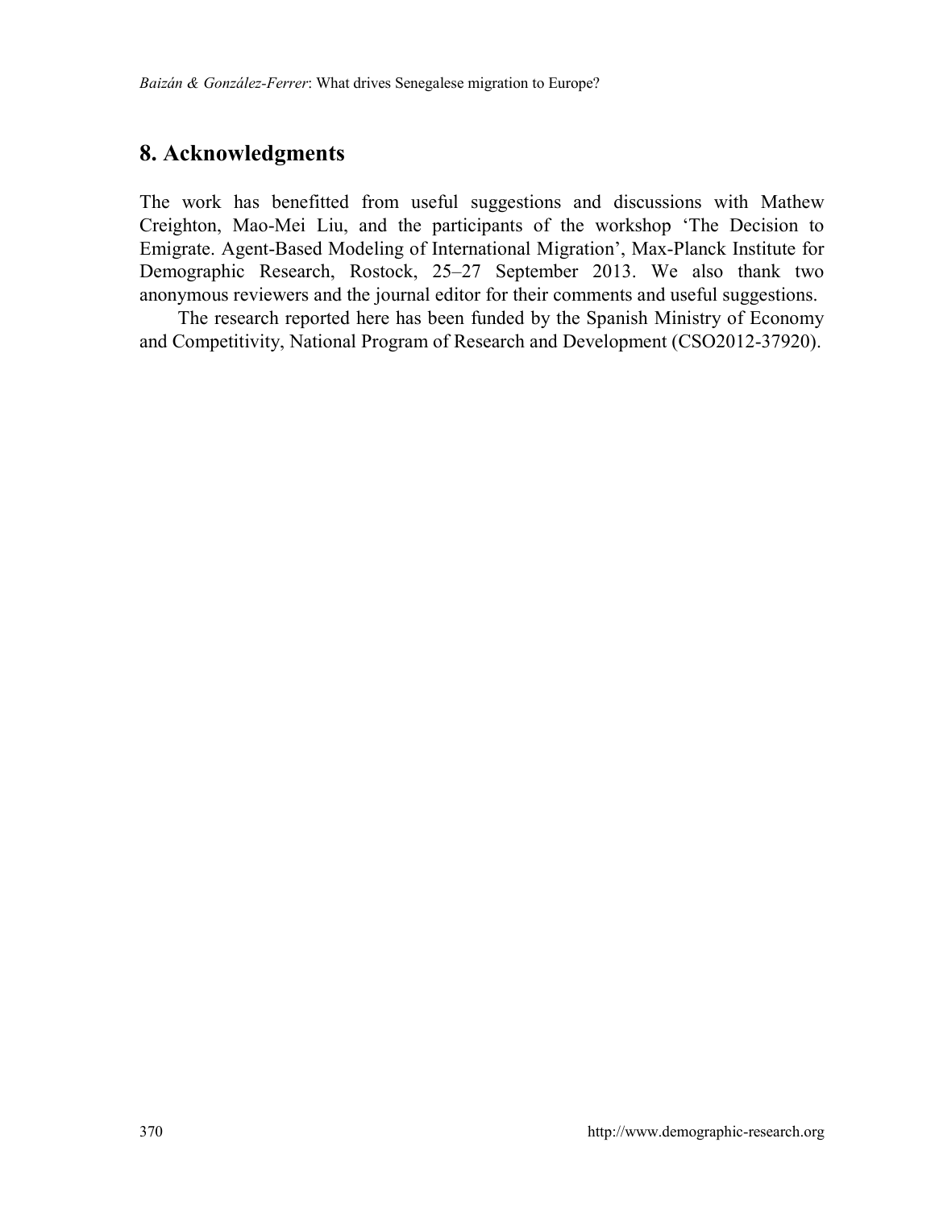## 8. Acknowledgments

The work has benefitted from useful suggestions and discussions with Mathew Creighton, Mao-Mei Liu, and the participants of the workshop 'The Decision to Emigrate. Agent-Based Modeling of International Migration', Max-Planck Institute for Demographic Research, Rostock, 25–27 September 2013. We also thank two anonymous reviewers and the journal editor for their comments and useful suggestions.

The research reported here has been funded by the Spanish Ministry of Economy and Competitivity, National Program of Research and Development (CSO2012-37920).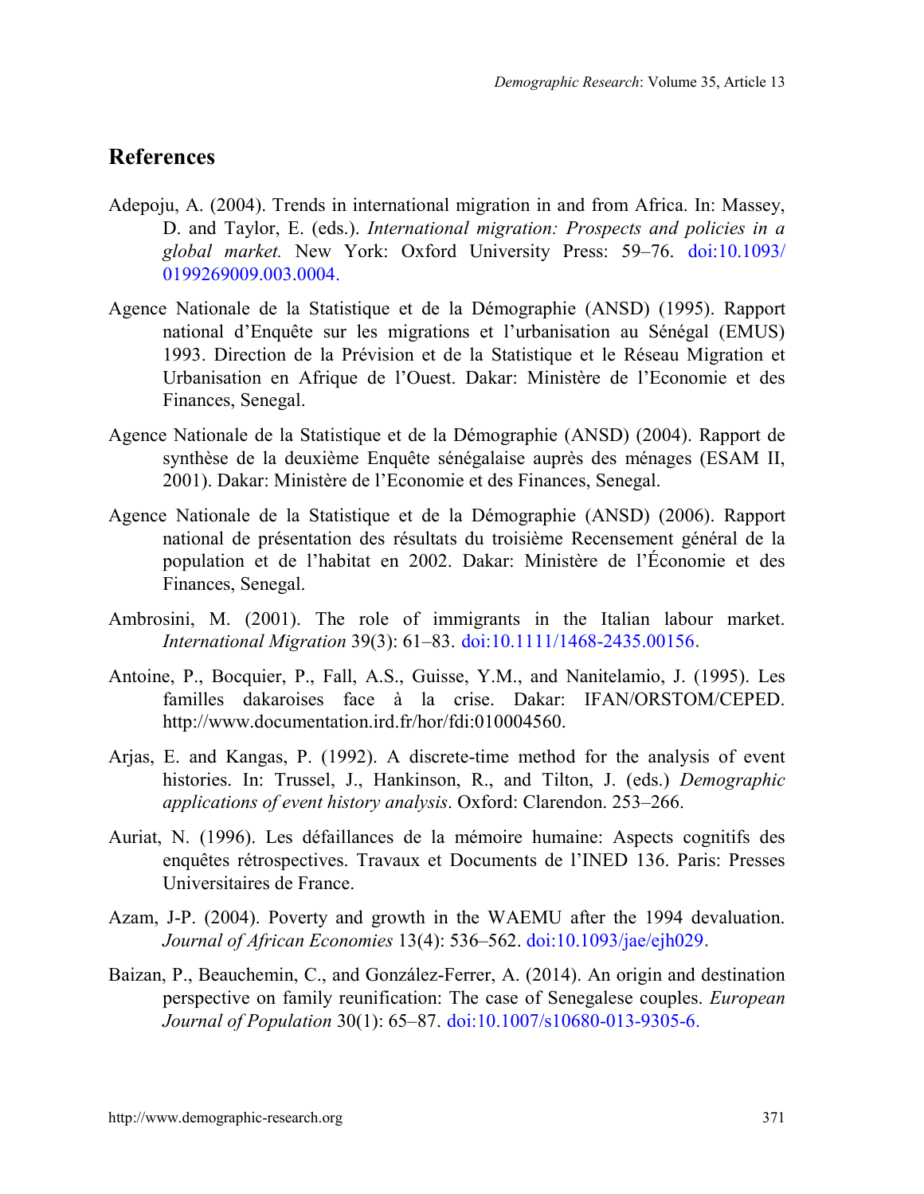# References

Adepoju, A. (2004). Trends in international migration in and from Africa. In: Massey, D. and Taylor, E. (eds.). *International migration: Prospects and policies in a global market.* New York: Oxford University Press: 59–76. doi:10.1093/0199269009.003.0004.

Agence Nationale de la Statistique et de la Démographie (ANSD) (1995). Rapport national d'Enquête sur les migrations et l'urbanisation au Sénégal (EMUS) 1993. Direction de la Prévision et de la Statistique et le Réseau Migration et Urbanisation en Afrique de l'Ouest. Dakar: Ministère de l'Economie et des Finances, Senegal.

Agence Nationale de la Statistique et de la Démographie (ANSD) (2004). Rapport de synthèse de la deuxième Enquête sénégalaise auprès des ménages (ESAM II, 2001). Dakar: Ministère de l'Economie et des Finances, Senegal.

Agence Nationale de la Statistique et de la Démographie (ANSD) (2006). Rapport national de présentation des résultats du troisième Recensement général de la population et de l'habitat en 2002. Dakar: Ministère de l'Économie et des Finances, Senegal.

Ambrosini, M. (2001). The role of immigrants in the Italian labour market. *International Migration* 39(3): 61–83. doi:10.1111/1468-2435.00156.

Antoine, P., Bocquier, P., Fall, A.S., Guisse, Y.M., and Nanitelamio, J. (1995). Les familles dakaroises face à la crise. Dakar: IFAN/ORSTOM/CEPED. http://www.documentation.ird.fr/hor/fdi:010004560.

Arjas, E. and Kangas, P. (1992). A discrete-time method for the analysis of event histories. In: Trussel, J., Hankinson, R., and Tilton, J. (eds.) *Demographic applications of event history analysis*. Oxford: Clarendon. 253–266.

Auriat, N. (1996). Les défaillances de la mémoire humaine: Aspects cognitifs des enquêtes rétrospectives. Travaux et Documents de l'INED 136. Paris: Presses Universitaires de France.

Azam, J-P. (2004). Poverty and growth in the WAEMU after the 1994 devaluation. *Journal of African Economies* 13(4): 536–562. doi:10.1093/jae/ejh029.

Baizan, P., Beauchemin, C., and González-Ferrer, A. (2014). An origin and destination perspective on family reunification: The case of Senegalese couples. *European Journal of Population* 30(1): 65–87. doi:10.1007/s10680-013-9305-6.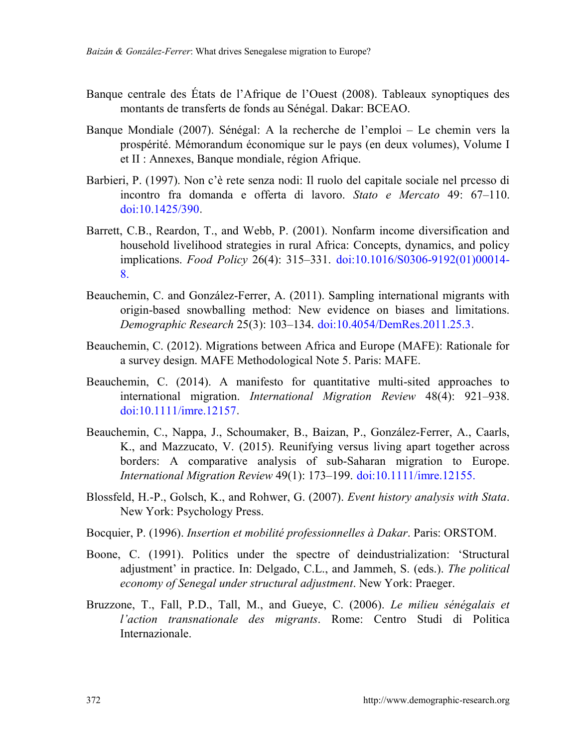Banque centrale des États de l'Afrique de l'Ouest (2008). Tableaux synoptiques des montants de transferts de fonds au Sénégal. Dakar: BCEAO.

Banque Mondiale (2007). Sénégal: A la recherche de l'emploi – Le chemin vers la prospérité. Mémorandum économique sur le pays (en deux volumes), Volume I et II : Annexes, Banque mondiale, région Afrique.

Barbieri, P. (1997). Non c'è rete senza nodi: Il ruolo del capitale sociale nel prcesso di incontro fra domanda e offerta di lavoro. *Stato e Mercato* 49: 67–110. doi:10.1425/390.

Barrett, C.B., Reardon, T., and Webb, P. (2001). Nonfarm income diversification and household livelihood strategies in rural Africa: Concepts, dynamics, and policy implications. *Food Policy* 26(4): 315–331. doi:10.1016/S0306-9192(01)00014-8.

Beauchemin, C. and González-Ferrer, A. (2011). Sampling international migrants with origin-based snowballing method: New evidence on biases and limitations. *Demographic Research* 25(3): 103–134. doi:10.4054/DemRes.2011.25.3.

Beauchemin, C. (2012). Migrations between Africa and Europe (MAFE): Rationale for a survey design. MAFE Methodological Note 5. Paris: MAFE.

Beauchemin, C. (2014). A manifesto for quantitative multi-sited approaches to international migration. *International Migration Review* 48(4): 921–938. doi:10.1111/imre.12157.

Beauchemin, C., Nappa, J., Schoumaker, B., Baizan, P., González-Ferrer, A., Caarls, K., and Mazzucato, V. (2015). Reunifying versus living apart together across borders: A comparative analysis of sub-Saharan migration to Europe. *International Migration Review* 49(1): 173–199. doi:10.1111/imre.12155.

Blossfeld, H.-P., Golsch, K., and Rohwer, G. (2007). *Event history analysis with Stata*. New York: Psychology Press.

Bocquier, P. (1996). *Insertion et mobilité professionnelles à Dakar*. Paris: ORSTOM.

Boone, C. (1991). Politics under the spectre of deindustrialization: 'Structural adjustment' in practice. In: Delgado, C.L., and Jammeh, S. (eds.). *The political economy of Senegal under structural adjustment*. New York: Praeger.

Bruzzone, T., Fall, P.D., Tall, M., and Gueye, C. (2006). *Le milieu sénégalais et l'action transnationale des migrants*. Rome: Centro Studi di Politica Internazionale.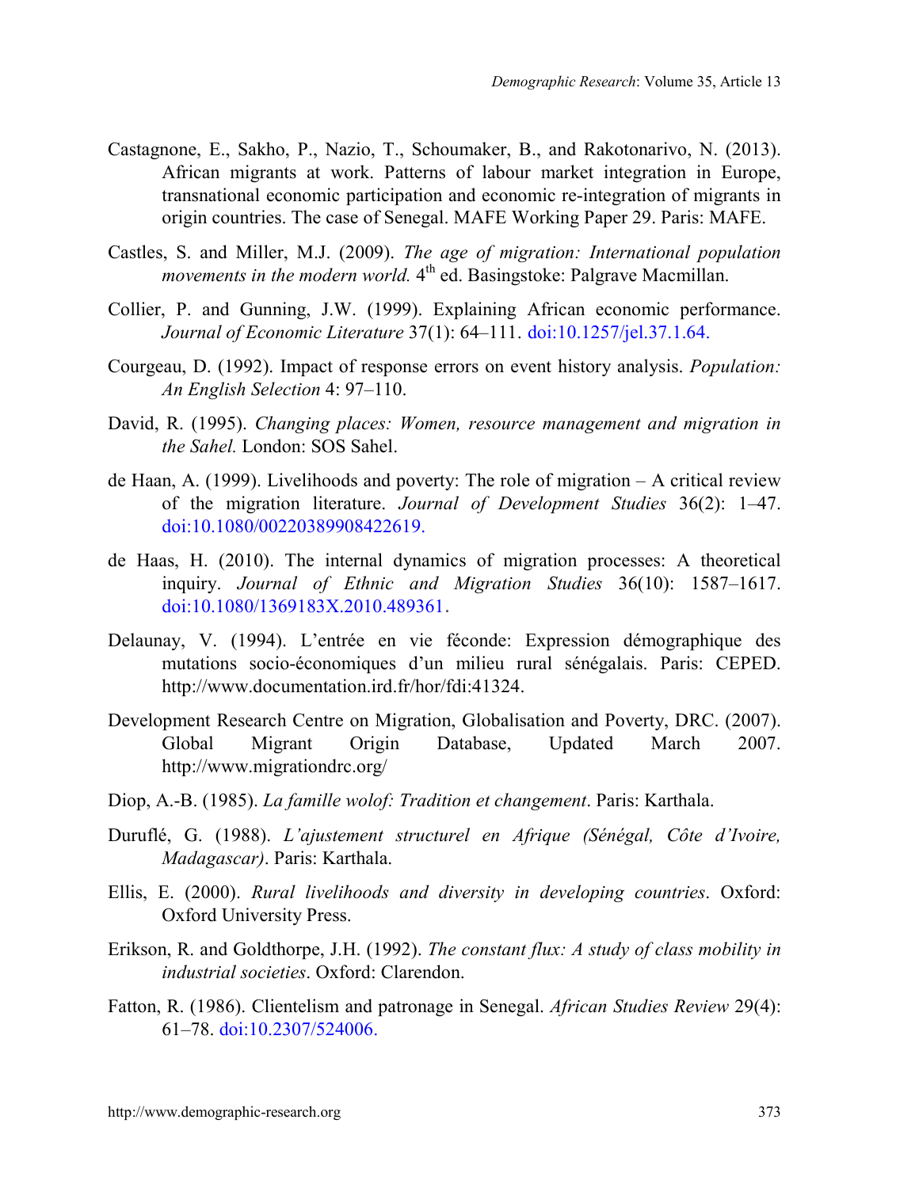Castagnone, E., Sakho, P., Nazio, T., Schoumaker, B., and Rakotonarivo, N. (2013). African migrants at work. Patterns of labour market integration in Europe, transnational economic participation and economic re-integration of migrants in origin countries. The case of Senegal. MAFE Working Paper 29. Paris: MAFE.

Castles, S. and Miller, M.J. (2009). *The age of migration: International population movements in the modern world.* 4th ed. Basingstoke: Palgrave Macmillan.

Collier, P. and Gunning, J.W. (1999). Explaining African economic performance. *Journal of Economic Literature* 37(1): 64–111. doi:10.1257/jel.37.1.64.

Courgeau, D. (1992). Impact of response errors on event history analysis. *Population: An English Selection* 4: 97–110.

David, R. (1995). *Changing places: Women, resource management and migration in the Sahel.* London: SOS Sahel.

de Haan, A. (1999). Livelihoods and poverty: The role of migration – A critical review of the migration literature. *Journal of Development Studies* 36(2): 1–47. doi:10.1080/00220389908422619.

de Haas, H. (2010). The internal dynamics of migration processes: A theoretical inquiry. *Journal of Ethnic and Migration Studies* 36(10): 1587–1617. doi:10.1080/1369183X.2010.489361.

Delaunay, V. (1994). L'entrée en vie féconde: Expression démographique des mutations socio-économiques d'un milieu rural sénégalais. Paris: CEPED. http://www.documentation.ird.fr/hor/fdi:41324.

Development Research Centre on Migration, Globalisation and Poverty, DRC. (2007). Global Migrant Origin Database, Updated March 2007. http://www.migrationdrc.org/

Diop, A.-B. (1985). *La famille wolof: Tradition et changement*. Paris: Karthala.

Duruflé, G. (1988). *L'ajustement structurel en Afrique (Sénégal, Côte d'Ivoire, Madagascar)*. Paris: Karthala.

Ellis, E. (2000). *Rural livelihoods and diversity in developing countries*. Oxford: Oxford University Press.

Erikson, R. and Goldthorpe, J.H. (1992). *The constant flux: A study of class mobility in industrial societies*. Oxford: Clarendon.

Fatton, R. (1986). Clientelism and patronage in Senegal. *African Studies Review* 29(4): 61–78. doi:10.2307/524006.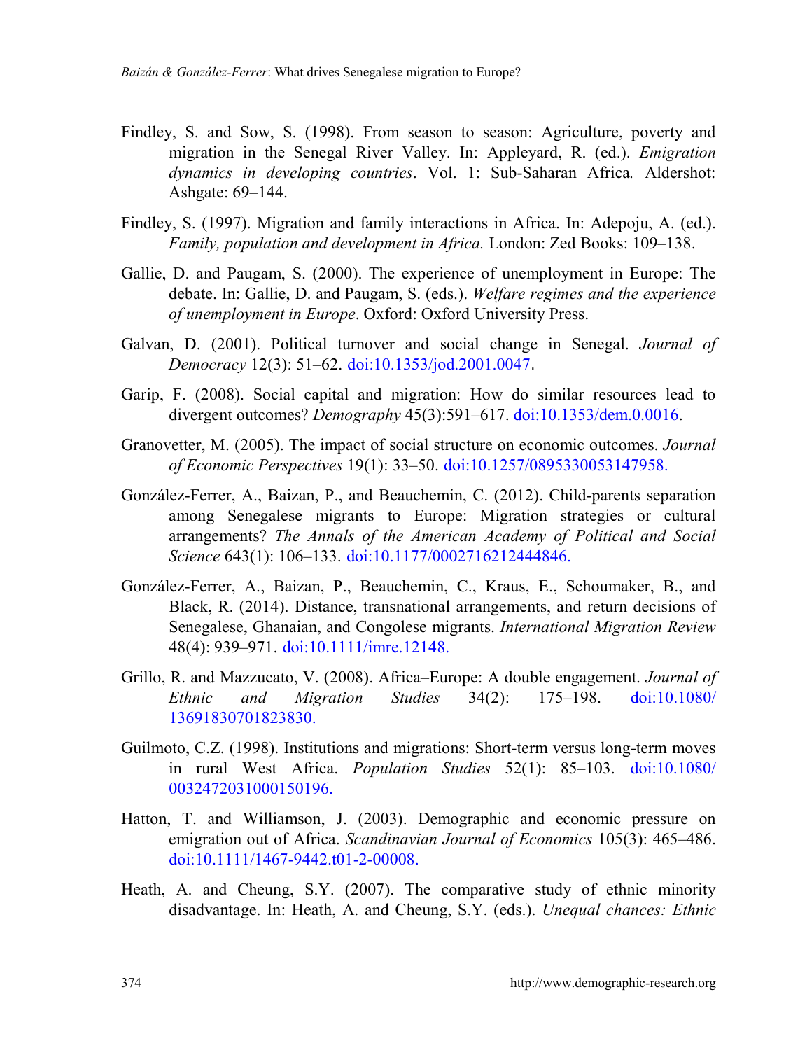Findley, S. and Sow, S. (1998). From season to season: Agriculture, poverty and migration in the Senegal River Valley. In: Appleyard, R. (ed.). *Emigration dynamics in developing countries*. Vol. 1: Sub-Saharan Africa*.* Aldershot: Ashgate: 69–144.

Findley, S. (1997). Migration and family interactions in Africa. In: Adepoju, A. (ed.). *Family, population and development in Africa.* London: Zed Books: 109–138.

Gallie, D. and Paugam, S. (2000). The experience of unemployment in Europe: The debate. In: Gallie, D. and Paugam, S. (eds.). *Welfare regimes and the experience of unemployment in Europe*. Oxford: Oxford University Press.

Galvan, D. (2001). Political turnover and social change in Senegal. *Journal of Democracy* 12(3): 51–62. doi:10.1353/jod.2001.0047.

Garip, F. (2008). Social capital and migration: How do similar resources lead to divergent outcomes? *Demography* 45(3):591–617. doi:10.1353/dem.0.0016.

Granovetter, M. (2005). The impact of social structure on economic outcomes. *Journal of Economic Perspectives* 19(1): 33–50. doi:10.1257/0895330053147958.

González-Ferrer, A., Baizan, P., and Beauchemin, C. (2012). Child-parents separation among Senegalese migrants to Europe: Migration strategies or cultural arrangements? *The Annals of the American Academy of Political and Social Science* 643(1): 106–133. doi:10.1177/0002716212444846.

González-Ferrer, A., Baizan, P., Beauchemin, C., Kraus, E., Schoumaker, B., and Black, R. (2014). Distance, transnational arrangements, and return decisions of Senegalese, Ghanaian, and Congolese migrants. *International Migration Review* 48(4): 939–971. doi:10.1111/imre.12148.

Grillo, R. and Mazzucato, V. (2008). Africa–Europe: A double engagement. *Journal of Ethnic and Migration Studies* 34(2): 175–198. doi:10.1080/13691830701823830.

Guilmoto, C.Z. (1998). Institutions and migrations: Short-term versus long-term moves in rural West Africa. *Population Studies* 52(1): 85–103. doi:10.1080/0032472031000150196.

Hatton, T. and Williamson, J. (2003). Demographic and economic pressure on emigration out of Africa. *Scandinavian Journal of Economics* 105(3): 465–486. doi:10.1111/1467-9442.t01-2-00008.

Heath, A. and Cheung, S.Y. (2007). The comparative study of ethnic minority disadvantage. In: Heath, A. and Cheung, S.Y. (eds.). *Unequal chances: Ethnic*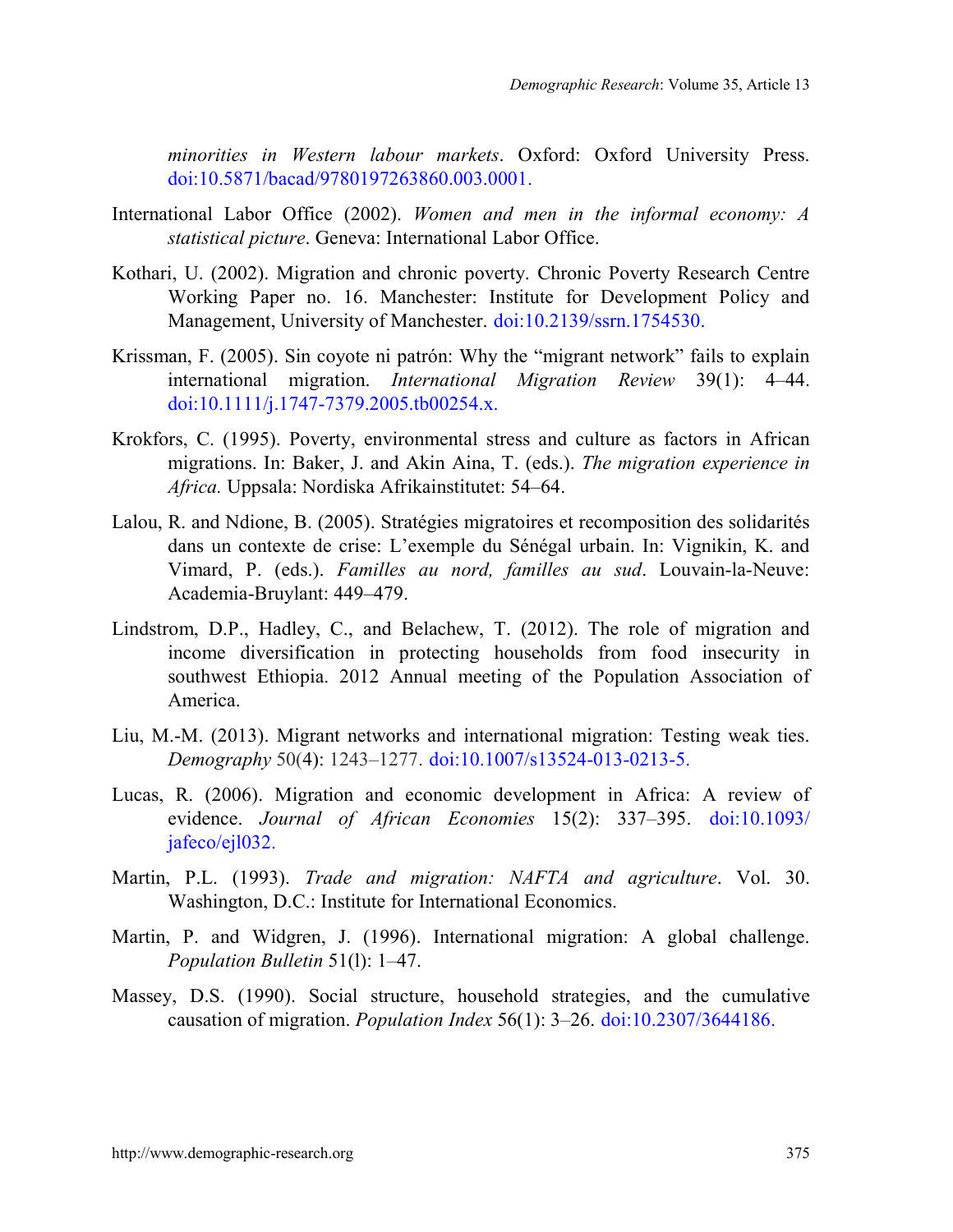*minorities in Western labour markets*. Oxford: Oxford University Press. doi:10.5871/bacad/9780197263860.003.0001.

International Labor Office (2002). *Women and men in the informal economy: A statistical picture*. Geneva: International Labor Office.

Kothari, U. (2002). Migration and chronic poverty. Chronic Poverty Research Centre Working Paper no. 16. Manchester: Institute for Development Policy and Management, University of Manchester. doi:10.2139/ssrn.1754530.

Krissman, F. (2005). Sin coyote ni patrón: Why the "migrant network" fails to explain international migration. *International Migration Review* 39(1): 4–44. doi:10.1111/j.1747-7379.2005.tb00254.x.

Krokfors, C. (1995). Poverty, environmental stress and culture as factors in African migrations. In: Baker, J. and Akin Aina, T. (eds.). *The migration experience in Africa.* Uppsala: Nordiska Afrikainstitutet: 54–64.

Lalou, R. and Ndione, B. (2005). Stratégies migratoires et recomposition des solidarités dans un contexte de crise: L'exemple du Sénégal urbain. In: Vignikin, K. and Vimard, P. (eds.). *Familles au nord, familles au sud*. Louvain-la-Neuve: Academia-Bruylant: 449–479.

Lindstrom, D.P., Hadley, C., and Belachew, T. (2012). The role of migration and income diversification in protecting households from food insecurity in southwest Ethiopia. 2012 Annual meeting of the Population Association of America.

Liu, M.-M. (2013). Migrant networks and international migration: Testing weak ties. *Demography* 50(4): 1243–1277. doi:10.1007/s13524-013-0213-5.

Lucas, R. (2006). Migration and economic development in Africa: A review of evidence. *Journal of African Economies* 15(2): 337–395. doi:10.1093/jafeco/ejl032.

Martin, P.L. (1993). *Trade and migration: NAFTA and agriculture*. Vol. 30. Washington, D.C.: Institute for International Economics.

Martin, P. and Widgren, J. (1996). International migration: A global challenge. *Population Bulletin* 51(l): 1–47.

Massey, D.S. (1990). Social structure, household strategies, and the cumulative causation of migration. *Population Index* 56(1): 3–26. doi:10.2307/3644186.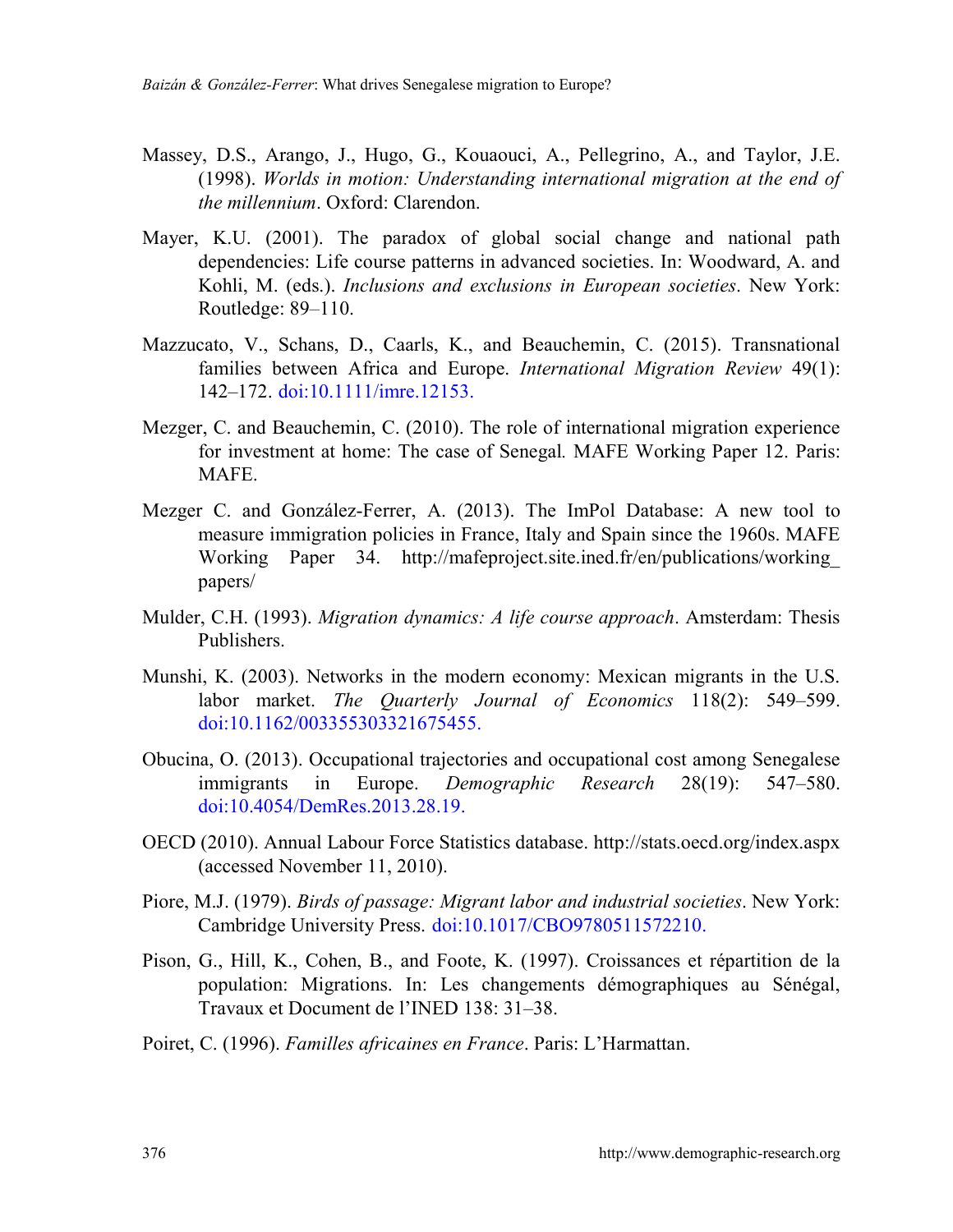Massey, D.S., Arango, J., Hugo, G., Kouaouci, A., Pellegrino, A., and Taylor, J.E. (1998). *Worlds in motion: Understanding international migration at the end of the millennium*. Oxford: Clarendon.

Mayer, K.U. (2001). The paradox of global social change and national path dependencies: Life course patterns in advanced societies. In: Woodward, A. and Kohli, M. (eds.). *Inclusions and exclusions in European societies*. New York: Routledge: 89–110.

Mazzucato, V., Schans, D., Caarls, K., and Beauchemin, C. (2015). Transnational families between Africa and Europe. *International Migration Review* 49(1): 142–172. doi:10.1111/imre.12153.

Mezger, C. and Beauchemin, C. (2010). The role of international migration experience for investment at home: The case of Senegal*.* MAFE Working Paper 12. Paris: MAFE.

Mezger C. and González-Ferrer, A. (2013). The ImPol Database: A new tool to measure immigration policies in France, Italy and Spain since the 1960s. MAFE Working Paper 34. http://mafeproject.site.ined.fr/en/publications/working_papers/

Mulder, C.H. (1993). *Migration dynamics: A life course approach*. Amsterdam: Thesis Publishers.

Munshi, K. (2003). Networks in the modern economy: Mexican migrants in the U.S. labor market. *The Quarterly Journal of Economics* 118(2): 549–599. doi:10.1162/003355303321675455.

Obucina, O. (2013). Occupational trajectories and occupational cost among Senegalese immigrants in Europe. *Demographic Research* 28(19): 547–580. doi:10.4054/DemRes.2013.28.19.

OECD (2010). Annual Labour Force Statistics database. http://stats.oecd.org/index.aspx (accessed November 11, 2010).

Piore, M.J. (1979). *Birds of passage: Migrant labor and industrial societies*. New York: Cambridge University Press. doi:10.1017/CBO9780511572210.

Pison, G., Hill, K., Cohen, B., and Foote, K. (1997). Croissances et répartition de la population: Migrations. In: Les changements démographiques au Sénégal, Travaux et Document de l'INED 138: 31–38.

Poiret, C. (1996). *Familles africaines en France*. Paris: L'Harmattan.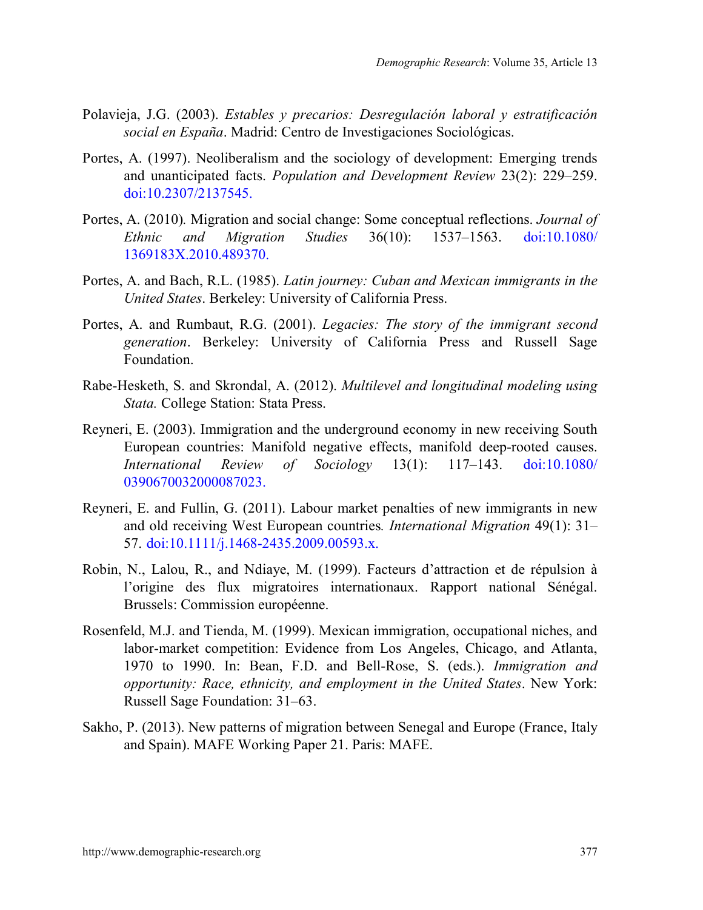Polavieja, J.G. (2003). *Estables y precarios: Desregulación laboral y estratificación social en España*. Madrid: Centro de Investigaciones Sociológicas.

Portes, A. (1997). Neoliberalism and the sociology of development: Emerging trends and unanticipated facts. *Population and Development Review* 23(2): 229–259. doi:10.2307/2137545.

Portes, A. (2010). Migration and social change: Some conceptual reflections. *Journal of Ethnic and Migration Studies* 36(10): 1537–1563. doi:10.1080/1369183X.2010.489370.

Portes, A. and Bach, R.L. (1985). *Latin journey: Cuban and Mexican immigrants in the United States*. Berkeley: University of California Press.

Portes, A. and Rumbaut, R.G. (2001). *Legacies: The story of the immigrant second generation*. Berkeley: University of California Press and Russell Sage Foundation.

Rabe-Hesketh, S. and Skrondal, A. (2012). *Multilevel and longitudinal modeling using Stata.* College Station: Stata Press.

Reyneri, E. (2003). Immigration and the underground economy in new receiving South European countries: Manifold negative effects, manifold deep-rooted causes. *International Review of Sociology* 13(1): 117–143. doi:10.1080/0390670032000087023.

Reyneri, E. and Fullin, G. (2011). Labour market penalties of new immigrants in new and old receiving West European countries. *International Migration* 49(1): 31–57. doi:10.1111/j.1468-2435.2009.00593.x.

Robin, N., Lalou, R., and Ndiaye, M. (1999). Facteurs d'attraction et de répulsion à l'origine des flux migratoires internationaux. Rapport national Sénégal. Brussels: Commission européenne.

Rosenfeld, M.J. and Tienda, M. (1999). Mexican immigration, occupational niches, and labor-market competition: Evidence from Los Angeles, Chicago, and Atlanta, 1970 to 1990. In: Bean, F.D. and Bell-Rose, S. (eds.). *Immigration and opportunity: Race, ethnicity, and employment in the United States*. New York: Russell Sage Foundation: 31–63.

Sakho, P. (2013). New patterns of migration between Senegal and Europe (France, Italy and Spain). MAFE Working Paper 21. Paris: MAFE.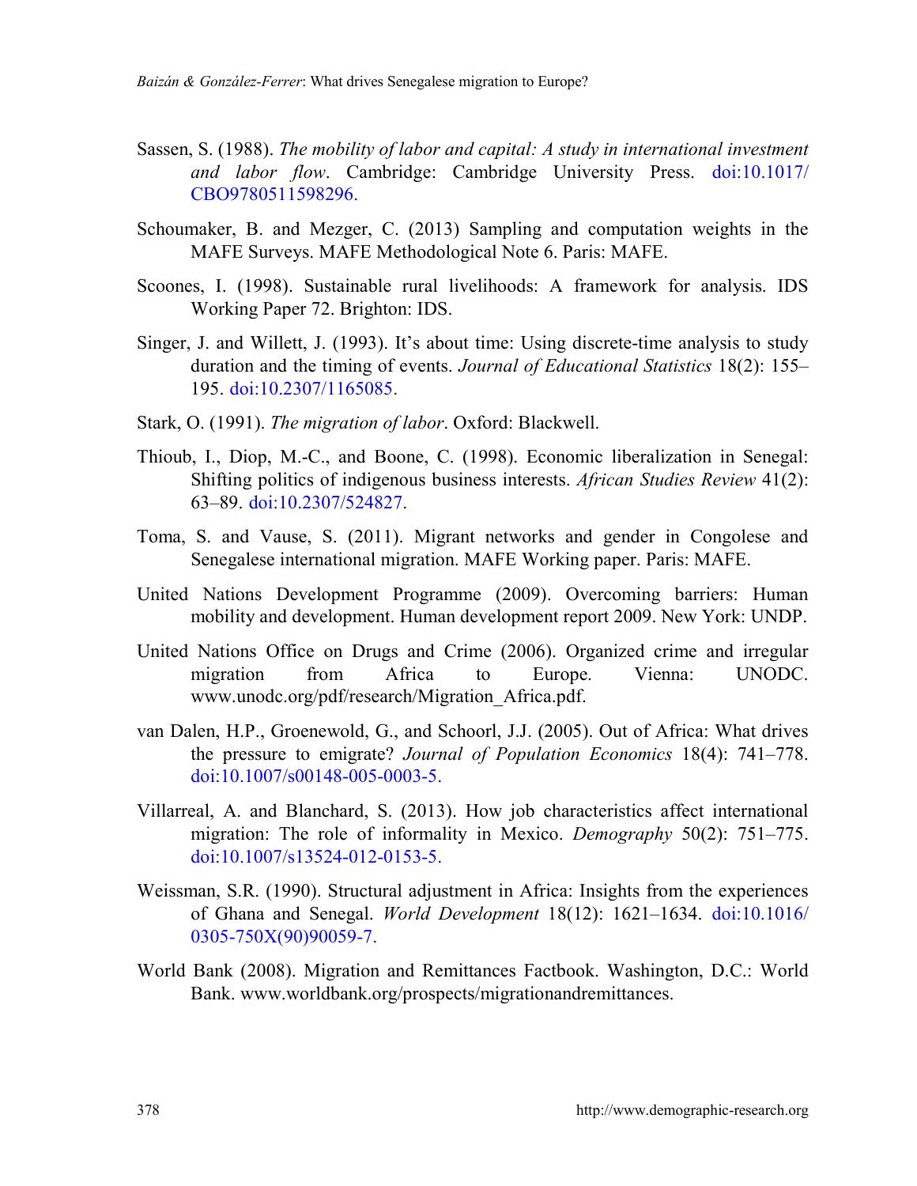Sassen, S. (1988). *The mobility of labor and capital: A study in international investment and labor flow*. Cambridge: Cambridge University Press. doi:10.1017/CBO9780511598296.

Schoumaker, B. and Mezger, C. (2013) Sampling and computation weights in the MAFE Surveys. MAFE Methodological Note 6. Paris: MAFE.

Scoones, I. (1998). Sustainable rural livelihoods: A framework for analysis. IDS Working Paper 72. Brighton: IDS.

Singer, J. and Willett, J. (1993). It's about time: Using discrete-time analysis to study duration and the timing of events. *Journal of Educational Statistics* 18(2): 155–195. doi:10.2307/1165085.

Stark, O. (1991). *The migration of labor*. Oxford: Blackwell.

Thioub, I., Diop, M.-C., and Boone, C. (1998). Economic liberalization in Senegal: Shifting politics of indigenous business interests. *African Studies Review* 41(2): 63–89. doi:10.2307/524827.

Toma, S. and Vause, S. (2011). Migrant networks and gender in Congolese and Senegalese international migration. MAFE Working paper. Paris: MAFE.

United Nations Development Programme (2009). Overcoming barriers: Human mobility and development. Human development report 2009. New York: UNDP.

United Nations Office on Drugs and Crime (2006). Organized crime and irregular migration from Africa to Europe. Vienna: UNODC. www.unodc.org/pdf/research/Migration_Africa.pdf.

van Dalen, H.P., Groenewold, G., and Schoorl, J.J. (2005). Out of Africa: What drives the pressure to emigrate? *Journal of Population Economics* 18(4): 741–778. doi:10.1007/s00148-005-0003-5.

Villarreal, A. and Blanchard, S. (2013). How job characteristics affect international migration: The role of informality in Mexico. *Demography* 50(2): 751–775. doi:10.1007/s13524-012-0153-5.

Weissman, S.R. (1990). Structural adjustment in Africa: Insights from the experiences of Ghana and Senegal. *World Development* 18(12): 1621–1634. doi:10.1016/0305-750X(90)90059-7.

World Bank (2008). Migration and Remittances Factbook. Washington, D.C.: World Bank. www.worldbank.org/prospects/migrationandremittances.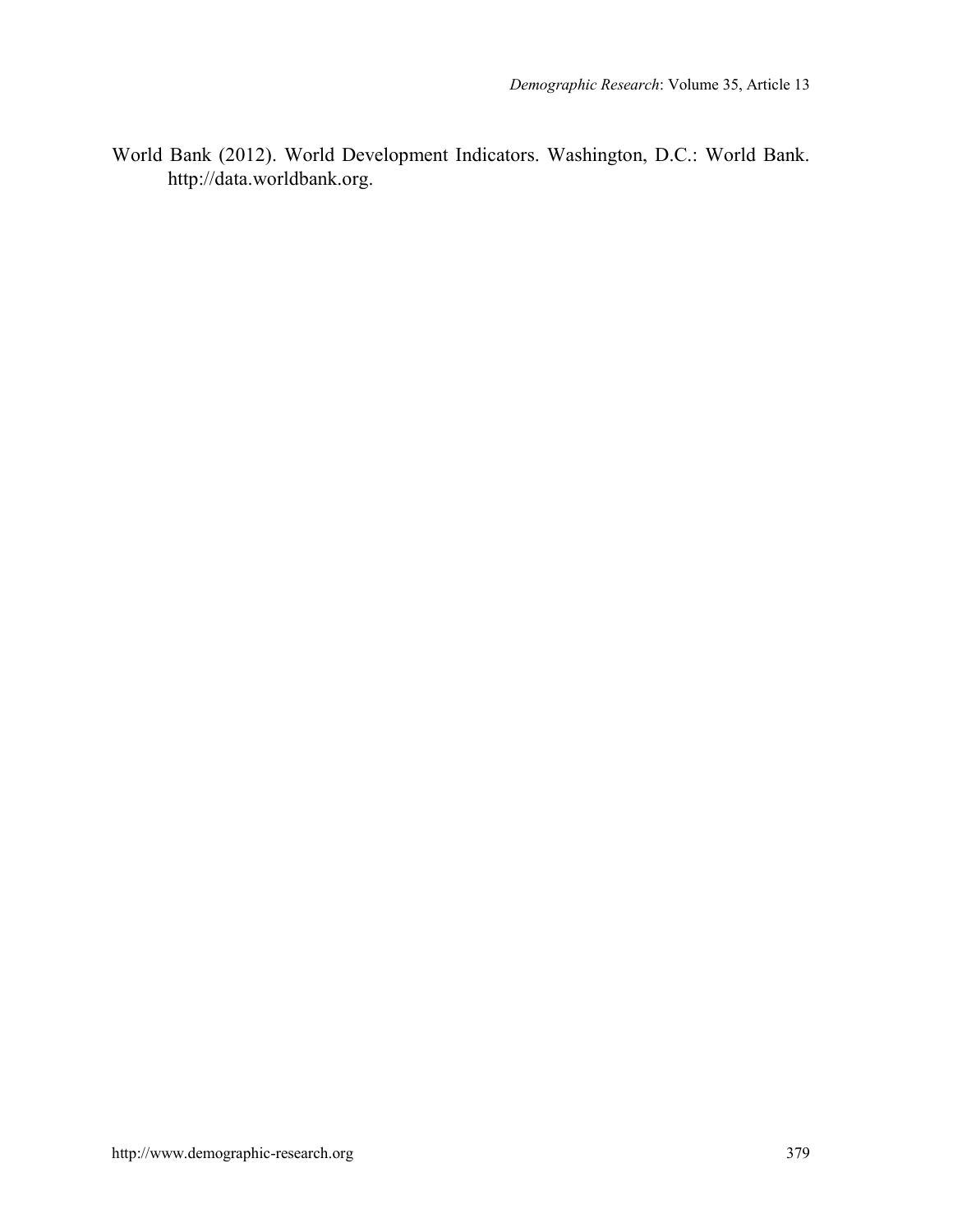World Bank (2012). World Development Indicators. Washington, D.C.: World Bank. http://data.worldbank.org.